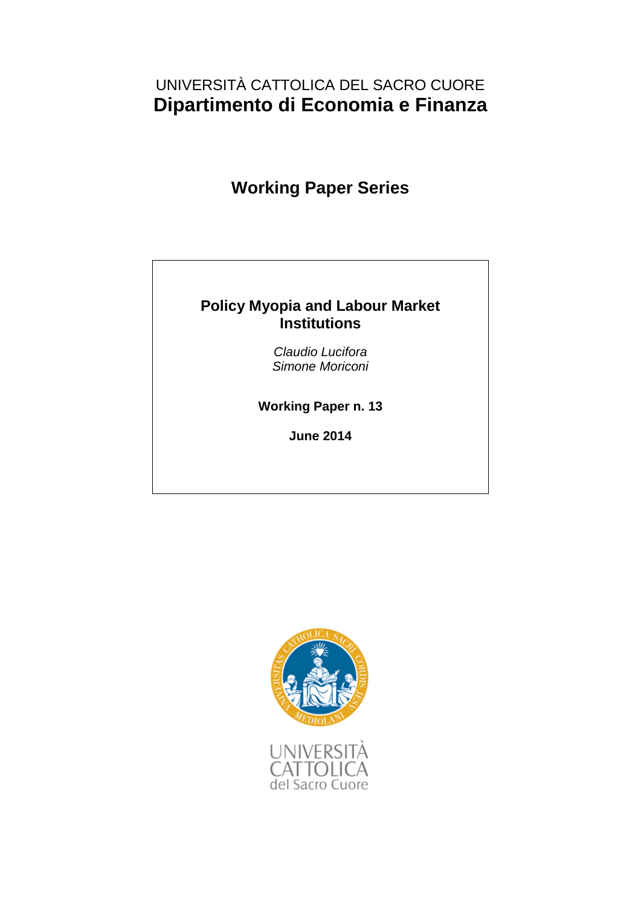UNIVERSITÀ CATTOLICA DEL SACRO CUORE

**Dipartimento di Economia e Finanza**

## Working Paper Series

# Policy Myopia and Labour Market Institutions

*Claudio Lucifora*
*Simone Moriconi*

**Working Paper n. 13**

**June 2014**

UNIVERSITÀ CATTOLICA del Sacro Cuore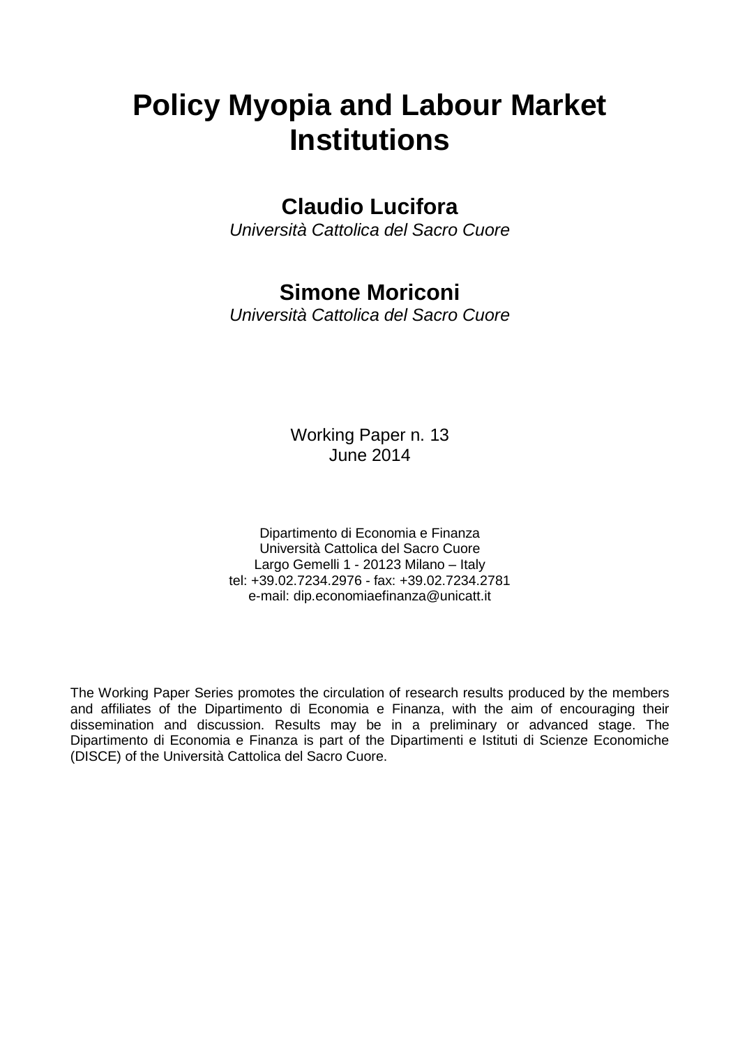# Policy Myopia and Labour Market Institutions

## Claudio Lucifora

*Università Cattolica del Sacro Cuore*

## Simone Moriconi

*Università Cattolica del Sacro Cuore*

Working Paper n. 13
June 2014

Dipartimento di Economia e Finanza
Università Cattolica del Sacro Cuore
Largo Gemelli 1 - 20123 Milano – Italy
tel: +39.02.7234.2976 - fax: +39.02.7234.2781
e-mail: dip.economiaefinanza@unicatt.it

The Working Paper Series promotes the circulation of research results produced by the members and affiliates of the Dipartimento di Economia e Finanza, with the aim of encouraging their dissemination and discussion. Results may be in a preliminary or advanced stage. The Dipartimento di Economia e Finanza is part of the Dipartimenti e Istituti di Scienze Economiche (DISCE) of the Università Cattolica del Sacro Cuore.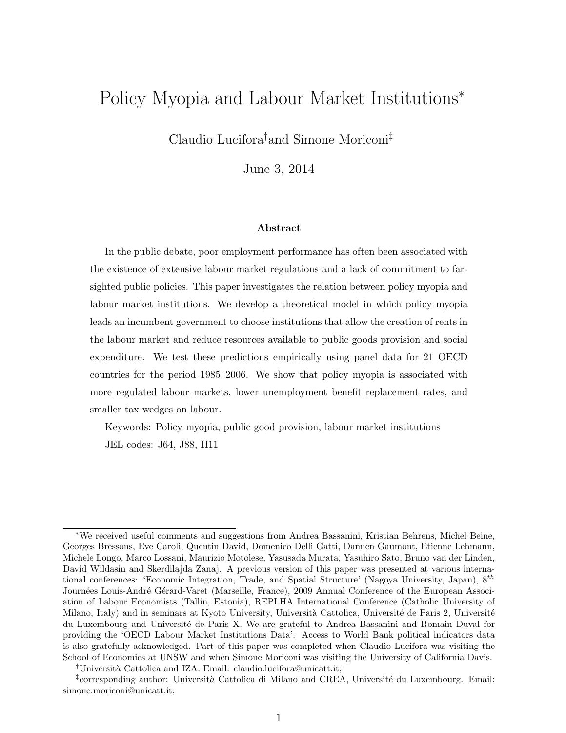# Policy Myopia and Labour Market Institutions*

Claudio Lucifora[†] and Simone Moriconi[‡]

June 3, 2014

### Abstract

In the public debate, poor employment performance has often been associated with the existence of extensive labour market regulations and a lack of commitment to far-sighted public policies. This paper investigates the relation between policy myopia and labour market institutions. We develop a theoretical model in which policy myopia leads an incumbent government to choose institutions that allow the creation of rents in the labour market and reduce resources available to public goods provision and social expenditure. We test these predictions empirically using panel data for 21 OECD countries for the period 1985–2006. We show that policy myopia is associated with more regulated labour markets, lower unemployment benefit replacement rates, and smaller tax wedges on labour.

Keywords: Policy myopia, public good provision, labour market institutions

JEL codes: J64, J88, H11

---

*We received useful comments and suggestions from Andrea Bassanini, Kristian Behrens, Michel Beine, Georges Bressons, Eve Caroli, Quentin David, Domenico Delli Gatti, Damien Gaumont, Etienne Lehmann, Michele Longo, Marco Lossani, Maurizio Motolese, Yasusada Murata, Yasuhiro Sato, Bruno van der Linden, David Wildasin and Skerdilajda Zanaj. A previous version of this paper was presented at various international conferences: 'Economic Integration, Trade, and Spatial Structure' (Nagoya University, Japan), $8^{th}$ Journées Louis-André Gérard-Varet (Marseille, France), 2009 Annual Conference of the European Association of Labour Economists (Tallin, Estonia), REPLHA International Conference (Catholic University of Milano, Italy) and in seminars at Kyoto University, Università Cattolica, Université de Paris 2, Université du Luxembourg and Université de Paris X. We are grateful to Andrea Bassanini and Romain Duval for providing the 'OECD Labour Market Institutions Data'. Access to World Bank political indicators data is also gratefully acknowledged. Part of this paper was completed when Claudio Lucifora was visiting the School of Economics at UNSW and when Simone Moriconi was visiting the University of California Davis.

[†]Università Cattolica and IZA. Email: claudio.lucifora@unicatt.it;

[‡]corresponding author: Università Cattolica di Milano and CREA, Université du Luxembourg. Email: simone.moriconi@unicatt.it;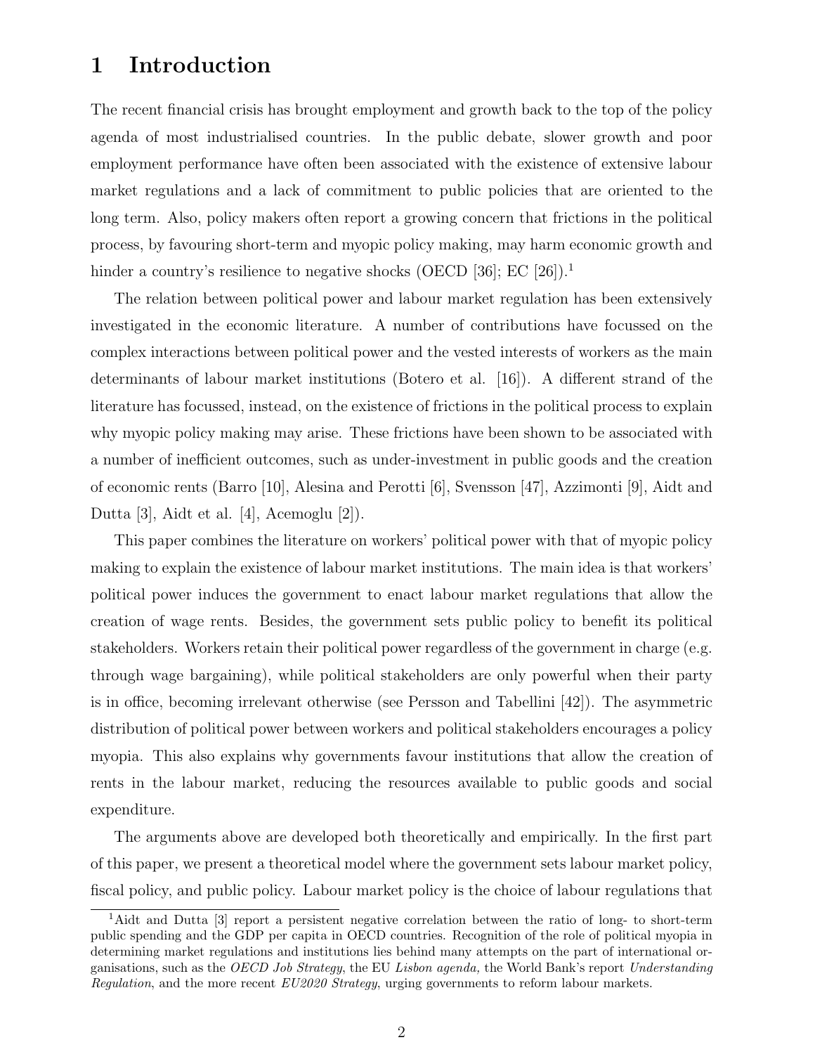# 1 Introduction

The recent financial crisis has brought employment and growth back to the top of the policy agenda of most industrialised countries. In the public debate, slower growth and poor employment performance have often been associated with the existence of extensive labour market regulations and a lack of commitment to public policies that are oriented to the long term. Also, policy makers often report a growing concern that frictions in the political process, by favouring short-term and myopic policy making, may harm economic growth and hinder a country's resilience to negative shocks (OECD [36]; EC [26]).[1]

The relation between political power and labour market regulation has been extensively investigated in the economic literature. A number of contributions have focussed on the complex interactions between political power and the vested interests of workers as the main determinants of labour market institutions (Botero et al. [16]). A different strand of the literature has focussed, instead, on the existence of frictions in the political process to explain why myopic policy making may arise. These frictions have been shown to be associated with a number of inefficient outcomes, such as under-investment in public goods and the creation of economic rents (Barro [10], Alesina and Perotti [6], Svensson [47], Azzimonti [9], Aidt and Dutta [3], Aidt et al. [4], Acemoglu [2]).

This paper combines the literature on workers' political power with that of myopic policy making to explain the existence of labour market institutions. The main idea is that workers' political power induces the government to enact labour market regulations that allow the creation of wage rents. Besides, the government sets public policy to benefit its political stakeholders. Workers retain their political power regardless of the government in charge (e.g. through wage bargaining), while political stakeholders are only powerful when their party is in office, becoming irrelevant otherwise (see Persson and Tabellini [42]). The asymmetric distribution of political power between workers and political stakeholders encourages a policy myopia. This also explains why governments favour institutions that allow the creation of rents in the labour market, reducing the resources available to public goods and social expenditure.

The arguments above are developed both theoretically and empirically. In the first part of this paper, we present a theoretical model where the government sets labour market policy, fiscal policy, and public policy. Labour market policy is the choice of labour regulations that

[1] Aidt and Dutta [3] report a persistent negative correlation between the ratio of long- to short-term public spending and the GDP per capita in OECD countries. Recognition of the role of political myopia in determining market regulations and institutions lies behind many attempts on the part of international organisations, such as the *OECD Job Strategy*, the EU *Lisbon agenda,* the World Bank's report *Understanding Regulation*, and the more recent *EU2020 Strategy*, urging governments to reform labour markets.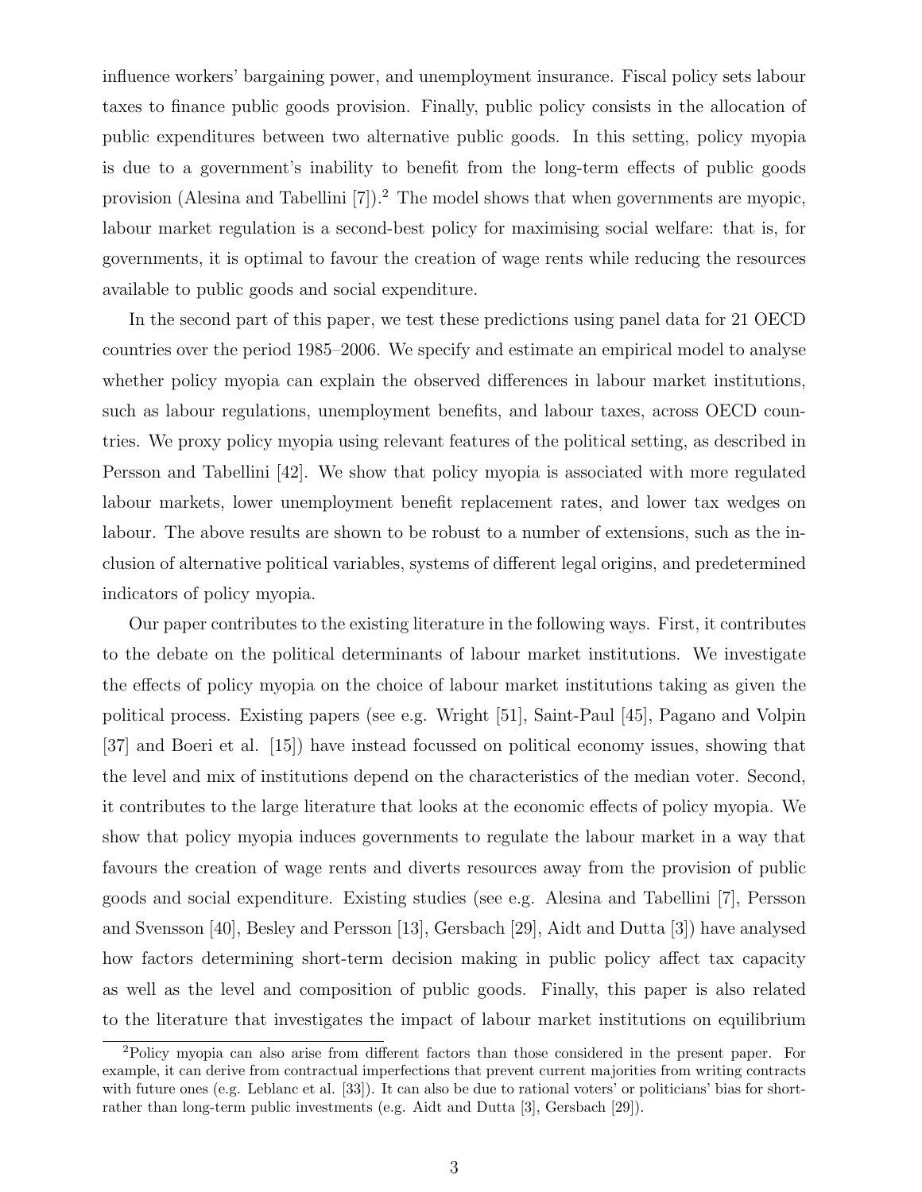influence workers' bargaining power, and unemployment insurance. Fiscal policy sets labour taxes to finance public goods provision. Finally, public policy consists in the allocation of public expenditures between two alternative public goods. In this setting, policy myopia is due to a government's inability to benefit from the long-term effects of public goods provision (Alesina and Tabellini [7]).[2] The model shows that when governments are myopic, labour market regulation is a second-best policy for maximising social welfare: that is, for governments, it is optimal to favour the creation of wage rents while reducing the resources available to public goods and social expenditure.

In the second part of this paper, we test these predictions using panel data for 21 OECD countries over the period 1985–2006. We specify and estimate an empirical model to analyse whether policy myopia can explain the observed differences in labour market institutions, such as labour regulations, unemployment benefits, and labour taxes, across OECD countries. We proxy policy myopia using relevant features of the political setting, as described in Persson and Tabellini [42]. We show that policy myopia is associated with more regulated labour markets, lower unemployment benefit replacement rates, and lower tax wedges on labour. The above results are shown to be robust to a number of extensions, such as the inclusion of alternative political variables, systems of different legal origins, and predetermined indicators of policy myopia.

Our paper contributes to the existing literature in the following ways. First, it contributes to the debate on the political determinants of labour market institutions. We investigate the effects of policy myopia on the choice of labour market institutions taking as given the political process. Existing papers (see e.g. Wright [51], Saint-Paul [45], Pagano and Volpin [37] and Boeri et al. [15]) have instead focussed on political economy issues, showing that the level and mix of institutions depend on the characteristics of the median voter. Second, it contributes to the large literature that looks at the economic effects of policy myopia. We show that policy myopia induces governments to regulate the labour market in a way that favours the creation of wage rents and diverts resources away from the provision of public goods and social expenditure. Existing studies (see e.g. Alesina and Tabellini [7], Persson and Svensson [40], Besley and Persson [13], Gersbach [29], Aidt and Dutta [3]) have analysed how factors determining short-term decision making in public policy affect tax capacity as well as the level and composition of public goods. Finally, this paper is also related to the literature that investigates the impact of labour market institutions on equilibrium

[2] Policy myopia can also arise from different factors than those considered in the present paper. For example, it can derive from contractual imperfections that prevent current majorities from writing contracts with future ones (e.g. Leblanc et al. [33]). It can also be due to rational voters' or politicians' bias for short- rather than long-term public investments (e.g. Aidt and Dutta [3], Gersbach [29]).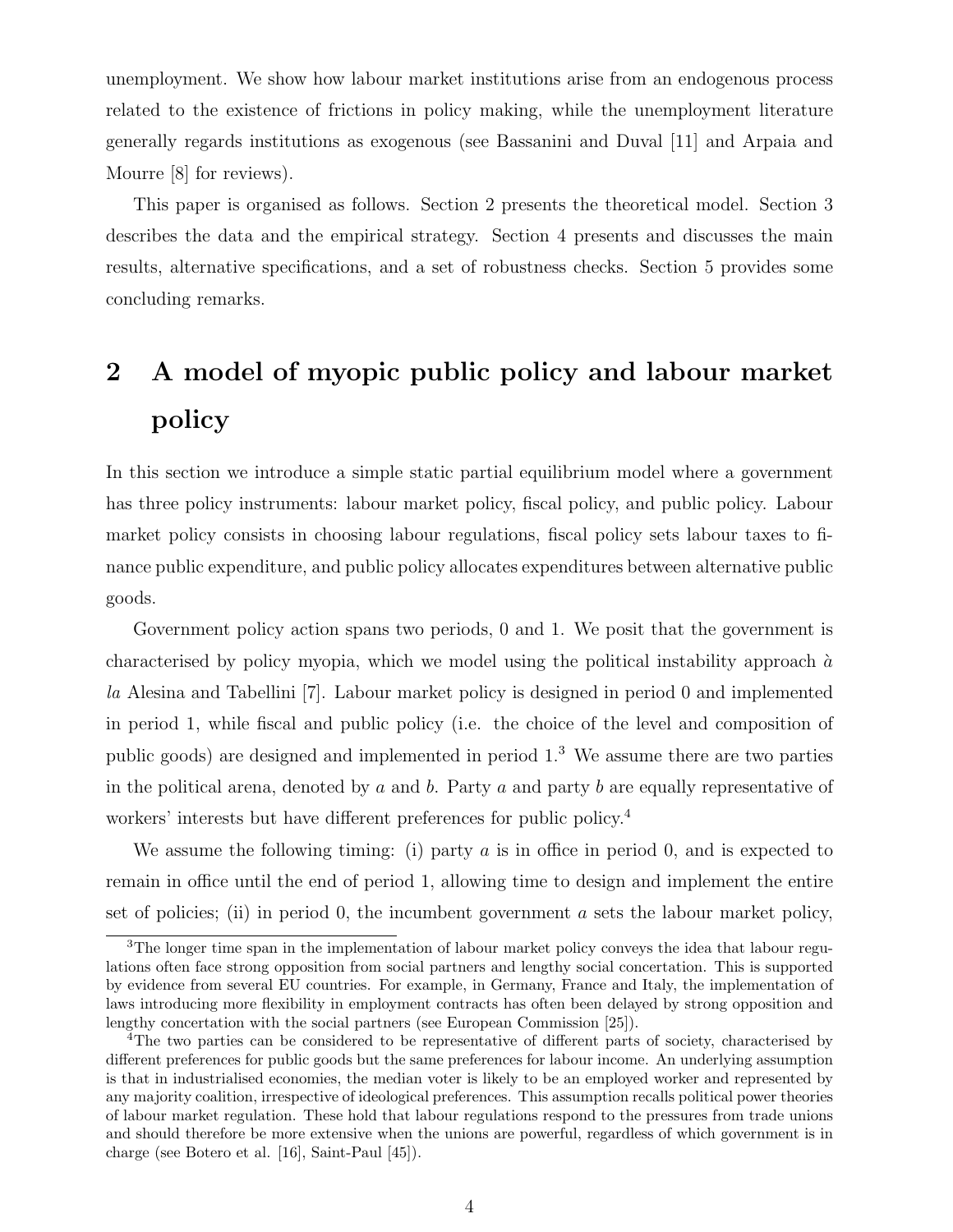unemployment. We show how labour market institutions arise from an endogenous process related to the existence of frictions in policy making, while the unemployment literature generally regards institutions as exogenous (see Bassanini and Duval [11] and Arpaia and Mourre [8] for reviews).

This paper is organised as follows. Section 2 presents the theoretical model. Section 3 describes the data and the empirical strategy. Section 4 presents and discusses the main results, alternative specifications, and a set of robustness checks. Section 5 provides some concluding remarks.

# 2 A model of myopic public policy and labour market policy

In this section we introduce a simple static partial equilibrium model where a government has three policy instruments: labour market policy, fiscal policy, and public policy. Labour market policy consists in choosing labour regulations, fiscal policy sets labour taxes to finance public expenditure, and public policy allocates expenditures between alternative public goods.

Government policy action spans two periods, 0 and 1. We posit that the government is characterised by policy myopia, which we model using the political instability approach *à la* Alesina and Tabellini [7]. Labour market policy is designed in period 0 and implemented in period 1, while fiscal and public policy (i.e. the choice of the level and composition of public goods) are designed and implemented in period 1.[3] We assume there are two parties in the political arena, denoted by $a$ and $b$. Party $a$ and party $b$ are equally representative of workers' interests but have different preferences for public policy.[4]

We assume the following timing: (i) party $a$ is in office in period 0, and is expected to remain in office until the end of period 1, allowing time to design and implement the entire set of policies; (ii) in period 0, the incumbent government $a$ sets the labour market policy,

[3]The longer time span in the implementation of labour market policy conveys the idea that labour regulations often face strong opposition from social partners and lengthy social concertation. This is supported by evidence from several EU countries. For example, in Germany, France and Italy, the implementation of laws introducing more flexibility in employment contracts has often been delayed by strong opposition and lengthy concertation with the social partners (see European Commission [25]).

[4]The two parties can be considered to be representative of different parts of society, characterised by different preferences for public goods but the same preferences for labour income. An underlying assumption is that in industrialised economies, the median voter is likely to be an employed worker and represented by any majority coalition, irrespective of ideological preferences. This assumption recalls political power theories of labour market regulation. These hold that labour regulations respond to the pressures from trade unions and should therefore be more extensive when the unions are powerful, regardless of which government is in charge (see Botero et al. [16], Saint-Paul [45]).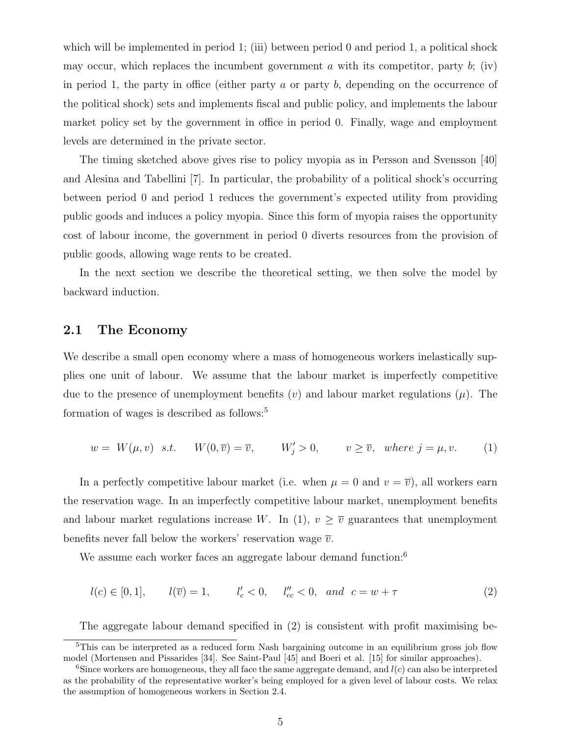which will be implemented in period 1; (iii) between period 0 and period 1, a political shock may occur, which replaces the incumbent government $a$ with its competitor, party $b$; (iv) in period 1, the party in office (either party $a$ or party $b$, depending on the occurrence of the political shock) sets and implements fiscal and public policy, and implements the labour market policy set by the government in office in period 0. Finally, wage and employment levels are determined in the private sector.

The timing sketched above gives rise to policy myopia as in Persson and Svensson [40] and Alesina and Tabellini [7]. In particular, the probability of a political shock's occurring between period 0 and period 1 reduces the government's expected utility from providing public goods and induces a policy myopia. Since this form of myopia raises the opportunity cost of labour income, the government in period 0 diverts resources from the provision of public goods, allowing wage rents to be created.

In the next section we describe the theoretical setting, we then solve the model by backward induction.

## 2.1 The Economy

We describe a small open economy where a mass of homogeneous workers inelastically supplies one unit of labour. We assume that the labour market is imperfectly competitive due to the presence of unemployment benefits ($v$) and labour market regulations ($\mu$). The formation of wages is described as follows:[5]

$$w = W(\mu, v) \;\; s.t. \quad W(0, \overline{v}) = \overline{v}, \quad W'_j > 0, \quad v \geq \overline{v}, \;\; where \; j = \mu, v. \tag{1}$$

In a perfectly competitive labour market (i.e. when $\mu = 0$ and $v = \overline{v}$), all workers earn the reservation wage. In an imperfectly competitive labour market, unemployment benefits and labour market regulations increase $W$. In (1), $v \geq \overline{v}$ guarantees that unemployment benefits never fall below the workers' reservation wage $\overline{v}$.

We assume each worker faces an aggregate labour demand function:[6]

$$l(c) \in [0, 1], \quad l(\overline{v}) = 1, \quad l'_c < 0, \quad l''_{cc} < 0, \;\; and \;\; c = w + \tau \tag{2}$$

The aggregate labour demand specified in (2) is consistent with profit maximising be-

[5] This can be interpreted as a reduced form Nash bargaining outcome in an equilibrium gross job flow model (Mortensen and Pissarides [34]. See Saint-Paul [45] and Boeri et al. [15] for similar approaches).

[6] Since workers are homogeneous, they all face the same aggregate demand, and $l(c)$ can also be interpreted as the probability of the representative worker's being employed for a given level of labour costs. We relax the assumption of homogeneous workers in Section 2.4.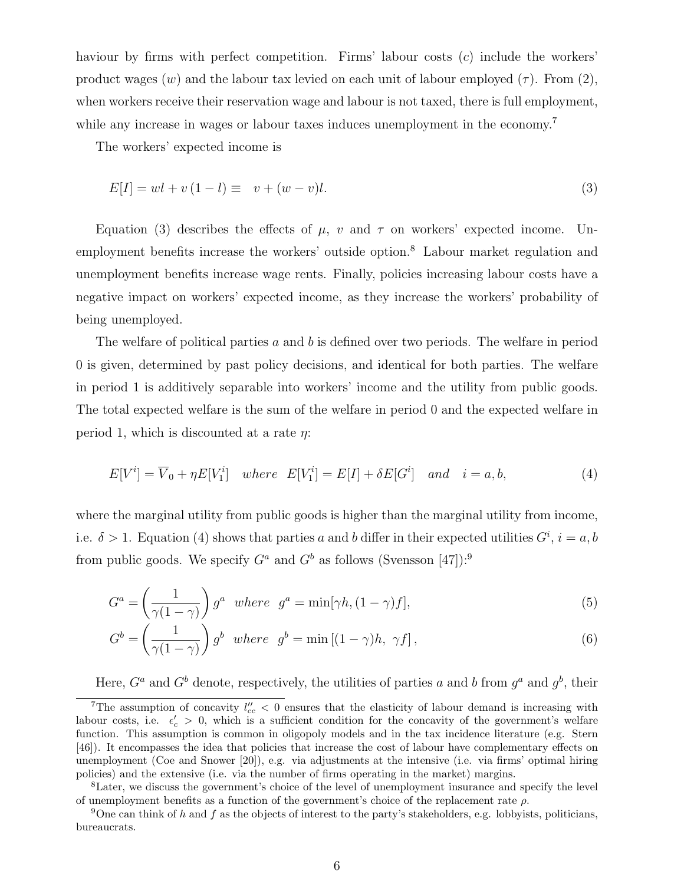haviour by firms with perfect competition. Firms' labour costs ($c$) include the workers' product wages ($w$) and the labour tax levied on each unit of labour employed ($\tau$). From (2), when workers receive their reservation wage and labour is not taxed, there is full employment, while any increase in wages or labour taxes induces unemployment in the economy.[7]

The workers' expected income is

$$E[I] = wl + v(1-l) \equiv \quad v + (w-v)l. \tag{3}$$

Equation (3) describes the effects of $\mu$, $v$ and $\tau$ on workers' expected income. Unemployment benefits increase the workers' outside option.[8] Labour market regulation and unemployment benefits increase wage rents. Finally, policies increasing labour costs have a negative impact on workers' expected income, as they increase the workers' probability of being unemployed.

The welfare of political parties $a$ and $b$ is defined over two periods. The welfare in period 0 is given, determined by past policy decisions, and identical for both parties. The welfare in period 1 is additively separable into workers' income and the utility from public goods. The total expected welfare is the sum of the welfare in period 0 and the expected welfare in period 1, which is discounted at a rate $\eta$:

$$E[V^i] = \overline{V}_0 + \eta E[V_1^i] \quad where \quad E[V_1^i] = E[I] + \delta E[G^i] \quad and \quad i = a, b, \tag{4}$$

where the marginal utility from public goods is higher than the marginal utility from income, i.e. $\delta > 1$. Equation (4) shows that parties $a$ and $b$ differ in their expected utilities $G^i$, $i = a, b$ from public goods. We specify $G^a$ and $G^b$ as follows (Svensson [47]):[9]

$$G^a = \left(\frac{1}{\gamma(1-\gamma)}\right) g^a \quad where \quad g^a = \min[\gamma h, (1-\gamma)f], \tag{5}$$

$$G^b = \left(\frac{1}{\gamma(1-\gamma)}\right) g^b \quad where \quad g^b = \min\left[(1-\gamma)h, \ \gamma f\right], \tag{6}$$

Here, $G^a$ and $G^b$ denote, respectively, the utilities of parties $a$ and $b$ from $g^a$ and $g^b$, their

---

[7] The assumption of concavity $l''_{cc} < 0$ ensures that the elasticity of labour demand is increasing with labour costs, i.e. $\epsilon'_c > 0$, which is a sufficient condition for the concavity of the government's welfare function. This assumption is common in oligopoly models and in the tax incidence literature (e.g. Stern [46]). It encompasses the idea that policies that increase the cost of labour have complementary effects on unemployment (Coe and Snower [20]), e.g. via adjustments at the intensive (i.e. via firms' optimal hiring policies) and the extensive (i.e. via the number of firms operating in the market) margins.

[8] Later, we discuss the government's choice of the level of unemployment insurance and specify the level of unemployment benefits as a function of the government's choice of the replacement rate $\rho$.

[9] One can think of $h$ and $f$ as the objects of interest to the party's stakeholders, e.g. lobbyists, politicians, bureaucrats.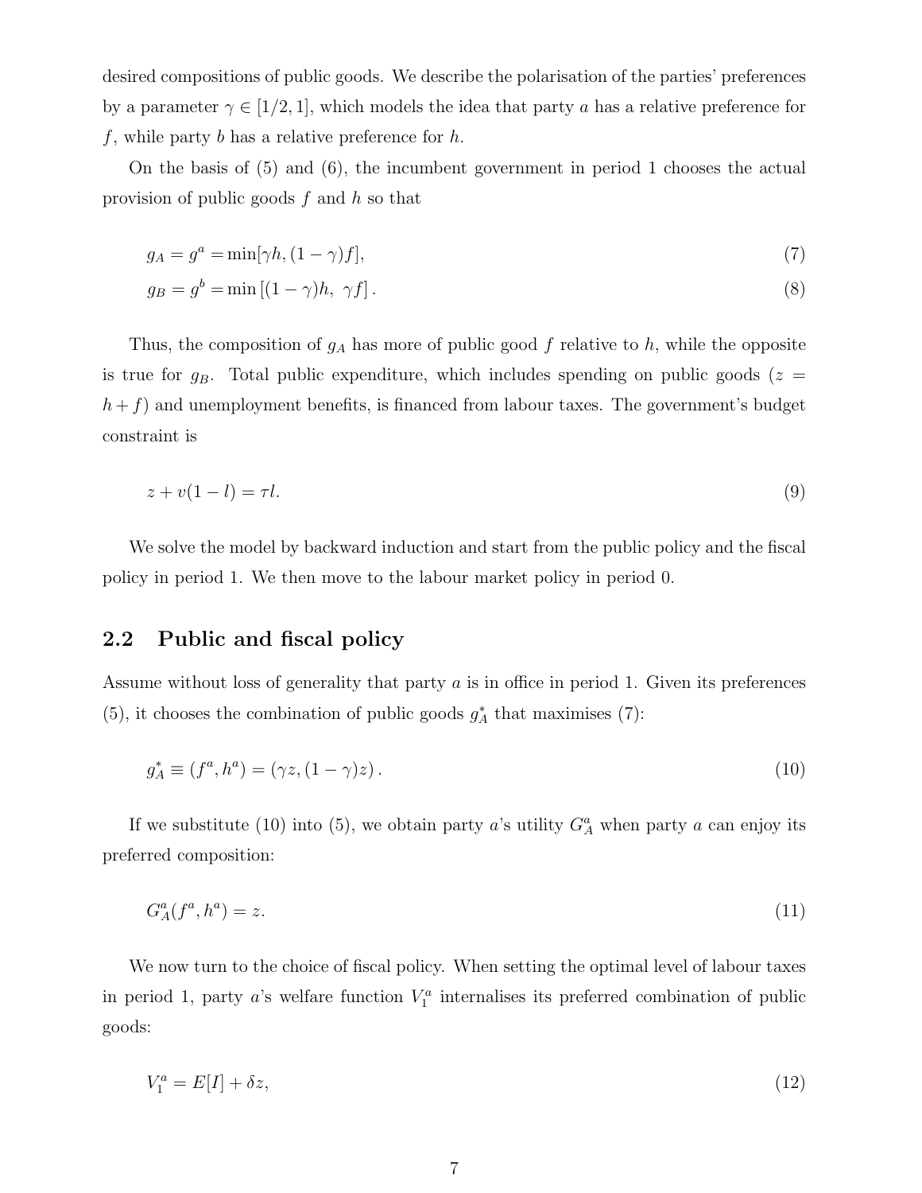desired compositions of public goods. We describe the polarisation of the parties' preferences by a parameter $\gamma \in [1/2, 1]$, which models the idea that party $a$ has a relative preference for $f$, while party $b$ has a relative preference for $h$.

On the basis of (5) and (6), the incumbent government in period 1 chooses the actual provision of public goods $f$ and $h$ so that

$$g_A = g^a = \min[\gamma h, (1-\gamma) f], \tag{7}$$

$$g_B = g^b = \min\left[(1-\gamma) h,\ \gamma f\right]. \tag{8}$$

Thus, the composition of $g_A$ has more of public good $f$ relative to $h$, while the opposite is true for $g_B$. Total public expenditure, which includes spending on public goods ($z = h + f$) and unemployment benefits, is financed from labour taxes. The government's budget constraint is

$$z + v(1-l) = \tau l. \tag{9}$$

We solve the model by backward induction and start from the public policy and the fiscal policy in period 1. We then move to the labour market policy in period 0.

## 2.2 Public and fiscal policy

Assume without loss of generality that party $a$ is in office in period 1. Given its preferences (5), it chooses the combination of public goods $g_A^*$ that maximises (7):

$$g_A^* \equiv (f^a, h^a) = (\gamma z, (1-\gamma) z). \tag{10}$$

If we substitute (10) into (5), we obtain party $a$'s utility $G_A^a$ when party $a$ can enjoy its preferred composition:

$$G_A^a(f^a, h^a) = z. \tag{11}$$

We now turn to the choice of fiscal policy. When setting the optimal level of labour taxes in period 1, party $a$'s welfare function $V_1^a$ internalises its preferred combination of public goods:

$$V_1^a = E[I] + \delta z, \tag{12}$$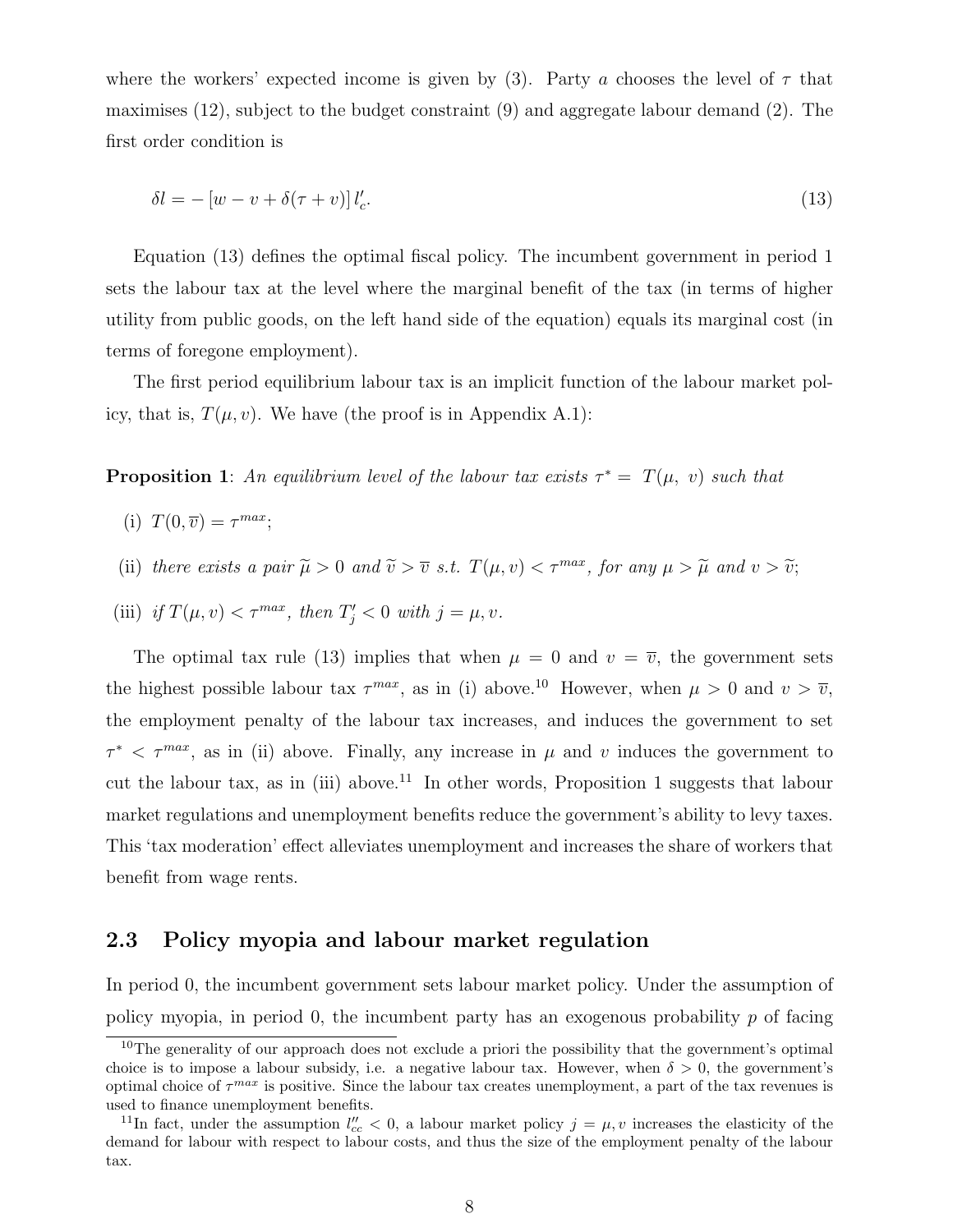where the workers' expected income is given by (3). Party $a$ chooses the level of $\tau$ that maximises (12), subject to the budget constraint (9) and aggregate labour demand (2). The first order condition is

$$\delta l = -\left[w - v + \delta(\tau + v)\right] l_c'. \tag{13}$$

Equation (13) defines the optimal fiscal policy. The incumbent government in period 1 sets the labour tax at the level where the marginal benefit of the tax (in terms of higher utility from public goods, on the left hand side of the equation) equals its marginal cost (in terms of foregone employment).

The first period equilibrium labour tax is an implicit function of the labour market policy, that is, $T(\mu, v)$. We have (the proof is in Appendix A.1):

**Proposition 1**: *An equilibrium level of the labour tax exists $\tau^* = T(\mu,\ v)$ such that*

(i) $T(0, \overline{v}) = \tau^{max}$;

(ii) *there exists a pair $\widetilde{\mu} > 0$ and $\widetilde{v} > \overline{v}$ s.t. $T(\mu, v) < \tau^{max}$, for any $\mu > \widetilde{\mu}$ and $v > \widetilde{v}$;*

(iii) *if $T(\mu, v) < \tau^{max}$, then $T_j' < 0$ with $j = \mu, v$.*

The optimal tax rule (13) implies that when $\mu = 0$ and $v = \overline{v}$, the government sets the highest possible labour tax $\tau^{max}$, as in (i) above.[10] However, when $\mu > 0$ and $v > \overline{v}$, the employment penalty of the labour tax increases, and induces the government to set $\tau^* < \tau^{max}$, as in (ii) above. Finally, any increase in $\mu$ and $v$ induces the government to cut the labour tax, as in (iii) above.[11] In other words, Proposition 1 suggests that labour market regulations and unemployment benefits reduce the government's ability to levy taxes. This 'tax moderation' effect alleviates unemployment and increases the share of workers that benefit from wage rents.

## 2.3 Policy myopia and labour market regulation

In period 0, the incumbent government sets labour market policy. Under the assumption of policy myopia, in period 0, the incumbent party has an exogenous probability $p$ of facing

[10] The generality of our approach does not exclude a priori the possibility that the government's optimal choice is to impose a labour subsidy, i.e. a negative labour tax. However, when $\delta > 0$, the government's optimal choice of $\tau^{max}$ is positive. Since the labour tax creates unemployment, a part of the tax revenues is used to finance unemployment benefits.

[11] In fact, under the assumption $l_{cc}'' < 0$, a labour market policy $j = \mu, v$ increases the elasticity of the demand for labour with respect to labour costs, and thus the size of the employment penalty of the labour tax.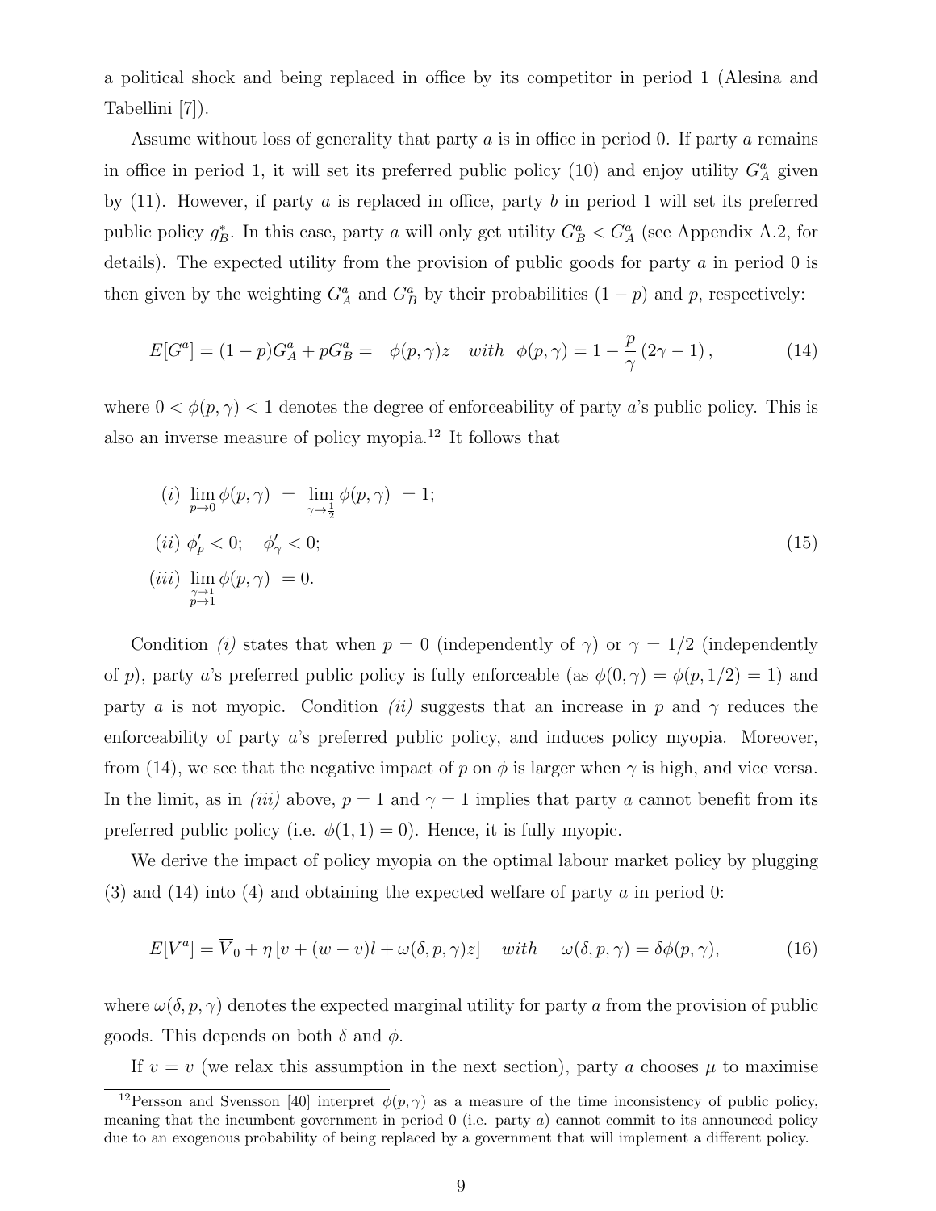a political shock and being replaced in office by its competitor in period 1 (Alesina and Tabellini [7]).

Assume without loss of generality that party $a$ is in office in period 0. If party $a$ remains in office in period 1, it will set its preferred public policy (10) and enjoy utility $G^a_A$ given by (11). However, if party $a$ is replaced in office, party $b$ in period 1 will set its preferred public policy $g^*_B$. In this case, party $a$ will only get utility $G^a_B < G^a_A$ (see Appendix A.2, for details). The expected utility from the provision of public goods for party $a$ in period 0 is then given by the weighting $G^a_A$ and $G^a_B$ by their probabilities $(1-p)$ and $p$, respectively:

$$E[G^a] = (1-p)G^a_A + pG^a_B = \quad \phi(p,\gamma)z \quad with \quad \phi(p,\gamma) = 1 - \frac{p}{\gamma}(2\gamma - 1), \tag{14}$$

where $0 < \phi(p,\gamma) < 1$ denotes the degree of enforceability of party $a$'s public policy. This is also an inverse measure of policy myopia.[12] It follows that

$$\begin{aligned}
(i) \; & \lim_{p \to 0} \phi(p,\gamma) \; = \; \lim_{\gamma \to \frac{1}{2}} \phi(p,\gamma) \; = 1; \\
(ii) \; & \phi'_p < 0; \quad \phi'_\gamma < 0; \\
(iii) \; & \lim_{\substack{\gamma \to 1 \\ p \to 1}} \phi(p,\gamma) \; = 0.
\end{aligned} \tag{15}$$

Condition *(i)* states that when $p = 0$ (independently of $\gamma$) or $\gamma = 1/2$ (independently of $p$), party $a$'s preferred public policy is fully enforceable (as $\phi(0,\gamma) = \phi(p,1/2) = 1$) and party $a$ is not myopic. Condition *(ii)* suggests that an increase in $p$ and $\gamma$ reduces the enforceability of party $a$'s preferred public policy, and induces policy myopia. Moreover, from (14), we see that the negative impact of $p$ on $\phi$ is larger when $\gamma$ is high, and vice versa. In the limit, as in *(iii)* above, $p = 1$ and $\gamma = 1$ implies that party $a$ cannot benefit from its preferred public policy (i.e. $\phi(1,1) = 0$). Hence, it is fully myopic.

We derive the impact of policy myopia on the optimal labour market policy by plugging (3) and (14) into (4) and obtaining the expected welfare of party $a$ in period 0:

$$E[V^a] = \overline{V}_0 + \eta\left[v + (w-v)l + \omega(\delta,p,\gamma)z\right] \quad with \quad \omega(\delta,p,\gamma) = \delta\phi(p,\gamma), \tag{16}$$

where $\omega(\delta,p,\gamma)$ denotes the expected marginal utility for party $a$ from the provision of public goods. This depends on both $\delta$ and $\phi$.

If $v = \overline{v}$ (we relax this assumption in the next section), party $a$ chooses $\mu$ to maximise

[12] Persson and Svensson [40] interpret $\phi(p,\gamma)$ as a measure of the time inconsistency of public policy, meaning that the incumbent government in period 0 (i.e. party $a$) cannot commit to its announced policy due to an exogenous probability of being replaced by a government that will implement a different policy.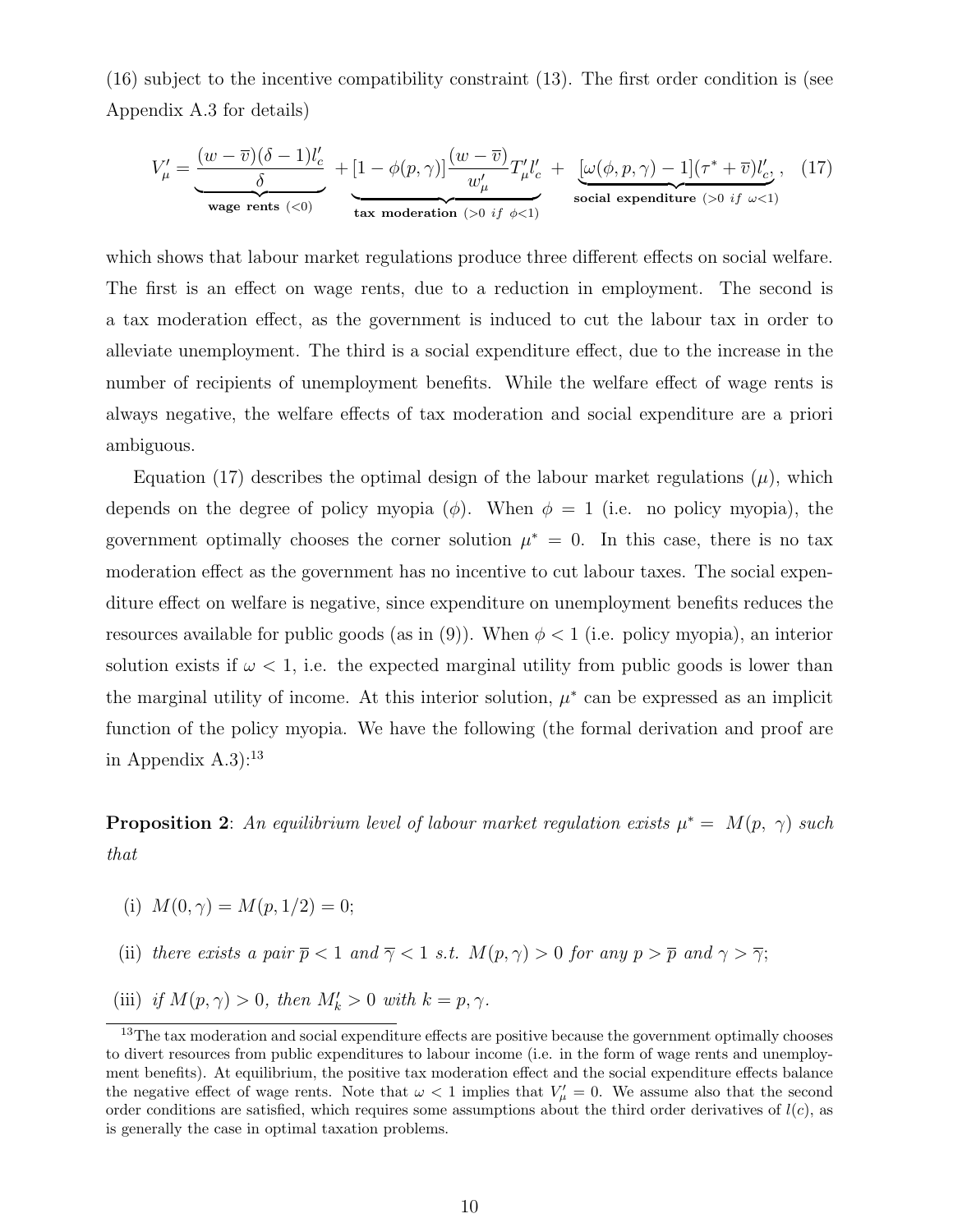(16) subject to the incentive compatibility constraint (13). The first order condition is (see Appendix A.3 for details)

$$V'_{\mu} = \underbrace{\frac{(w-\overline{v})(\delta-1)l'_c}{\delta}}_{\textbf{wage rents } (<0)} + \underbrace{[1-\phi(p,\gamma)]\frac{(w-\overline{v})}{w'_{\mu}}T'_{\mu}l'_c}_{\textbf{tax moderation } (>0 \ if \ \phi<1)} + \underbrace{[\omega(\phi,p,\gamma)-1](\tau^*+\overline{v})l'_c}_{\textbf{social expenditure } (>0 \ if \ \omega<1)}, \quad (17)$$

which shows that labour market regulations produce three different effects on social welfare. The first is an effect on wage rents, due to a reduction in employment. The second is a tax moderation effect, as the government is induced to cut the labour tax in order to alleviate unemployment. The third is a social expenditure effect, due to the increase in the number of recipients of unemployment benefits. While the welfare effect of wage rents is always negative, the welfare effects of tax moderation and social expenditure are a priori ambiguous.

Equation (17) describes the optimal design of the labour market regulations ($\mu$), which depends on the degree of policy myopia ($\phi$). When $\phi = 1$ (i.e. no policy myopia), the government optimally chooses the corner solution $\mu^* = 0$. In this case, there is no tax moderation effect as the government has no incentive to cut labour taxes. The social expenditure effect on welfare is negative, since expenditure on unemployment benefits reduces the resources available for public goods (as in (9)). When $\phi < 1$ (i.e. policy myopia), an interior solution exists if $\omega < 1$, i.e. the expected marginal utility from public goods is lower than the marginal utility of income. At this interior solution, $\mu^*$ can be expressed as an implicit function of the policy myopia. We have the following (the formal derivation and proof are in Appendix A.3):[13]

**Proposition 2**: *An equilibrium level of labour market regulation exists $\mu^* = M(p, \gamma)$ such that*

(i) $M(0, \gamma) = M(p, 1/2) = 0$;

(ii) *there exists a pair $\overline{p} < 1$ and $\overline{\gamma} < 1$ s.t. $M(p, \gamma) > 0$ for any $p > \overline{p}$ and $\gamma > \overline{\gamma}$;*

(iii) *if $M(p, \gamma) > 0$, then $M'_k > 0$ with $k = p, \gamma$.*

[13] The tax moderation and social expenditure effects are positive because the government optimally chooses to divert resources from public expenditures to labour income (i.e. in the form of wage rents and unemployment benefits). At equilibrium, the positive tax moderation effect and the social expenditure effects balance the negative effect of wage rents. Note that $\omega < 1$ implies that $V'_{\mu} = 0$. We assume also that the second order conditions are satisfied, which requires some assumptions about the third order derivatives of $l(c)$, as is generally the case in optimal taxation problems.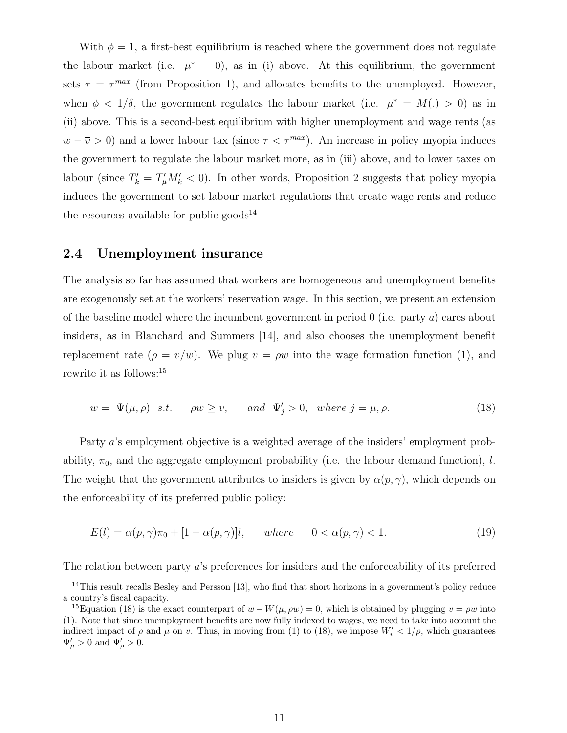With $\phi = 1$, a first-best equilibrium is reached where the government does not regulate the labour market (i.e. $\mu^* = 0$), as in (i) above. At this equilibrium, the government sets $\tau = \tau^{max}$ (from Proposition 1), and allocates benefits to the unemployed. However, when $\phi < 1/\delta$, the government regulates the labour market (i.e. $\mu^* = M(.) > 0$) as in (ii) above. This is a second-best equilibrium with higher unemployment and wage rents (as $w - \overline{v} > 0$) and a lower labour tax (since $\tau < \tau^{max}$). An increase in policy myopia induces the government to regulate the labour market more, as in (iii) above, and to lower taxes on labour (since $T'_k = T'_\mu M'_k < 0$). In other words, Proposition 2 suggests that policy myopia induces the government to set labour market regulations that create wage rents and reduce the resources available for public goods[14]

## 2.4 Unemployment insurance

The analysis so far has assumed that workers are homogeneous and unemployment benefits are exogenously set at the workers' reservation wage. In this section, we present an extension of the baseline model where the incumbent government in period 0 (i.e. party $a$) cares about insiders, as in Blanchard and Summers [14], and also chooses the unemployment benefit replacement rate ($\rho = v/w$). We plug $v = \rho w$ into the wage formation function (1), and rewrite it as follows:[15]

$$w = \Psi(\mu, \rho) \ \ s.t. \quad \rho w \geq \overline{v}, \quad and \ \ \Psi'_j > 0, \ \ where \ j = \mu, \rho. \tag{18}$$

Party $a$'s employment objective is a weighted average of the insiders' employment probability, $\pi_0$, and the aggregate employment probability (i.e. the labour demand function), $l$. The weight that the government attributes to insiders is given by $\alpha(p, \gamma)$, which depends on the enforceability of its preferred public policy:

$$E(l) = \alpha(p, \gamma)\pi_0 + [1 - \alpha(p, \gamma)]l, \qquad where \qquad 0 < \alpha(p, \gamma) < 1. \tag{19}$$

The relation between party $a$'s preferences for insiders and the enforceability of its preferred

[14] This result recalls Besley and Persson [13], who find that short horizons in a government's policy reduce a country's fiscal capacity.

[15] Equation (18) is the exact counterpart of $w - W(\mu, \rho w) = 0$, which is obtained by plugging $v = \rho w$ into (1). Note that since unemployment benefits are now fully indexed to wages, we need to take into account the indirect impact of $\rho$ and $\mu$ on $v$. Thus, in moving from (1) to (18), we impose $W'_v < 1/\rho$, which guarantees $\Psi'_\mu > 0$ and $\Psi'_\rho > 0$.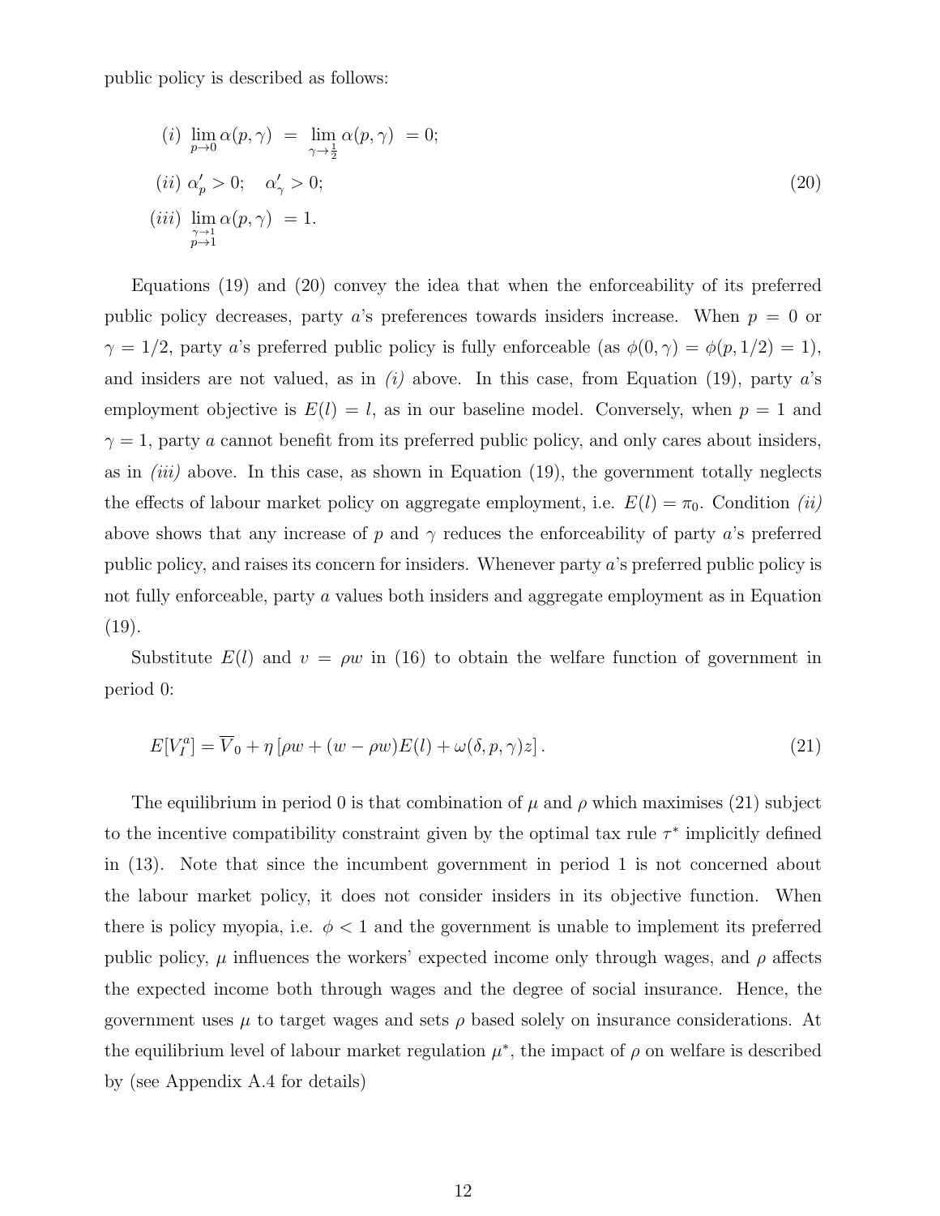public policy is described as follows:

$$
\begin{aligned}
&(i)\ \lim_{p\to 0}\alpha(p,\gamma) \ = \ \lim_{\gamma\to\frac{1}{2}}\alpha(p,\gamma) \ = 0;\\
&(ii)\ \alpha'_p > 0; \quad \alpha'_\gamma > 0;\\
&(iii)\ \lim_{\substack{\gamma\to 1\\ p\to 1}}\alpha(p,\gamma) \ = 1.
\end{aligned}
\tag{20}
$$

Equations (19) and (20) convey the idea that when the enforceability of its preferred public policy decreases, party $a$'s preferences towards insiders increase. When $p = 0$ or $\gamma = 1/2$, party $a$'s preferred public policy is fully enforceable (as $\phi(0,\gamma) = \phi(p, 1/2) = 1$), and insiders are not valued, as in *(i)* above. In this case, from Equation (19), party $a$'s employment objective is $E(l) = l$, as in our baseline model. Conversely, when $p = 1$ and $\gamma = 1$, party $a$ cannot benefit from its preferred public policy, and only cares about insiders, as in *(iii)* above. In this case, as shown in Equation (19), the government totally neglects the effects of labour market policy on aggregate employment, i.e. $E(l) = \pi_0$. Condition *(ii)* above shows that any increase of $p$ and $\gamma$ reduces the enforceability of party $a$'s preferred public policy, and raises its concern for insiders. Whenever party $a$'s preferred public policy is not fully enforceable, party $a$ values both insiders and aggregate employment as in Equation (19).

Substitute $E(l)$ and $v = \rho w$ in (16) to obtain the welfare function of government in period 0:

$$
E[V_I^a] = \overline{V}_0 + \eta\left[\rho w + (w - \rho w)E(l) + \omega(\delta, p, \gamma)z\right]. \tag{21}
$$

The equilibrium in period 0 is that combination of $\mu$ and $\rho$ which maximises (21) subject to the incentive compatibility constraint given by the optimal tax rule $\tau^*$ implicitly defined in (13). Note that since the incumbent government in period 1 is not concerned about the labour market policy, it does not consider insiders in its objective function. When there is policy myopia, i.e. $\phi < 1$ and the government is unable to implement its preferred public policy, $\mu$ influences the workers' expected income only through wages, and $\rho$ affects the expected income both through wages and the degree of social insurance. Hence, the government uses $\mu$ to target wages and sets $\rho$ based solely on insurance considerations. At the equilibrium level of labour market regulation $\mu^*$, the impact of $\rho$ on welfare is described by (see Appendix A.4 for details)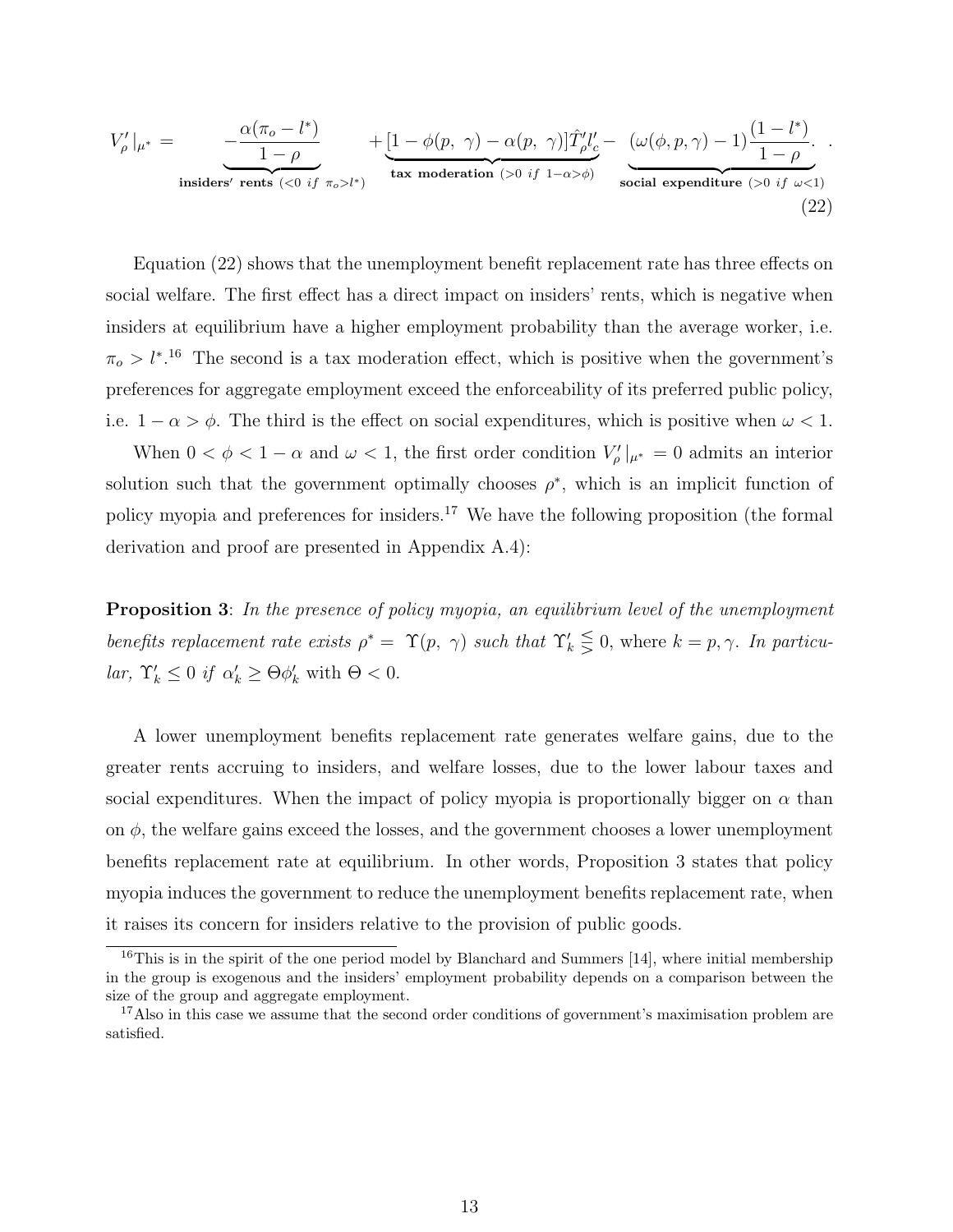$$V'_{\rho}|_{\mu^*} = \underbrace{-\frac{\alpha(\pi_o - l^*)}{1-\rho}}_{\textbf{insiders' rents } (<0 \ if \ \pi_o > l^*)} + \underbrace{[1-\phi(p, \ \gamma) - \alpha(p, \ \gamma)]\hat{T}'_{\rho} l'_c}_{\textbf{tax moderation } (>0 \ if \ 1-\alpha > \phi)} - \underbrace{(\omega(\phi, p, \gamma) - 1)\frac{(1-l^*)}{1-\rho}}_{\textbf{social expenditure } (>0 \ if \ \omega<1)}. \tag{22}$$

Equation (22) shows that the unemployment benefit replacement rate has three effects on social welfare. The first effect has a direct impact on insiders' rents, which is negative when insiders at equilibrium have a higher employment probability than the average worker, i.e. $\pi_o > l^*$.[16] The second is a tax moderation effect, which is positive when the government's preferences for aggregate employment exceed the enforceability of its preferred public policy, i.e. $1 - \alpha > \phi$. The third is the effect on social expenditures, which is positive when $\omega < 1$.

When $0 < \phi < 1 - \alpha$ and $\omega < 1$, the first order condition $V'_{\rho}|_{\mu^*} = 0$ admits an interior solution such that the government optimally chooses $\rho^*$, which is an implicit function of policy myopia and preferences for insiders.[17] We have the following proposition (the formal derivation and proof are presented in Appendix A.4):

**Proposition 3**: *In the presence of policy myopia, an equilibrium level of the unemployment benefits replacement rate exists* $\rho^* = \Upsilon(p, \ \gamma)$ *such that* $\Upsilon'_k \lesseqgtr 0$, where $k = p, \gamma$. *In particular,* $\Upsilon'_k \leq 0$ *if* $\alpha'_k \geq \Theta\phi'_k$ with $\Theta < 0$.

A lower unemployment benefits replacement rate generates welfare gains, due to the greater rents accruing to insiders, and welfare losses, due to the lower labour taxes and social expenditures. When the impact of policy myopia is proportionally bigger on $\alpha$ than on $\phi$, the welfare gains exceed the losses, and the government chooses a lower unemployment benefits replacement rate at equilibrium. In other words, Proposition 3 states that policy myopia induces the government to reduce the unemployment benefits replacement rate, when it raises its concern for insiders relative to the provision of public goods.

[16] This is in the spirit of the one period model by Blanchard and Summers [14], where initial membership in the group is exogenous and the insiders' employment probability depends on a comparison between the size of the group and aggregate employment.

[17] Also in this case we assume that the second order conditions of government's maximisation problem are satisfied.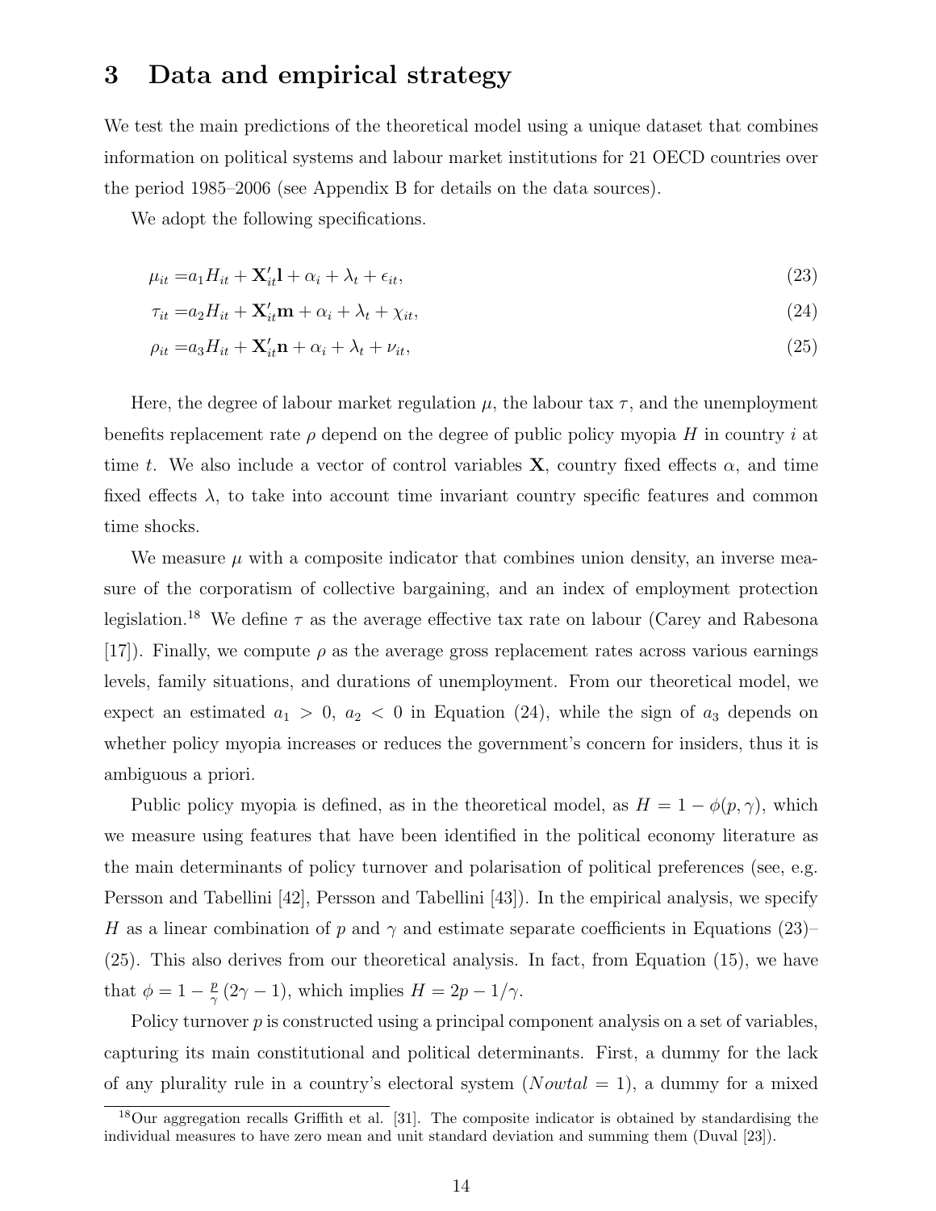# 3 Data and empirical strategy

We test the main predictions of the theoretical model using a unique dataset that combines information on political systems and labour market institutions for 21 OECD countries over the period 1985–2006 (see Appendix B for details on the data sources).

We adopt the following specifications.

$$\mu_{it} = a_1 H_{it} + \mathbf{X}'_{it}\mathbf{l} + \alpha_i + \lambda_t + \epsilon_{it}, \tag{23}$$

$$\tau_{it} = a_2 H_{it} + \mathbf{X}'_{it}\mathbf{m} + \alpha_i + \lambda_t + \chi_{it}, \tag{24}$$

$$\rho_{it} = a_3 H_{it} + \mathbf{X}'_{it}\mathbf{n} + \alpha_i + \lambda_t + \nu_{it}, \tag{25}$$

Here, the degree of labour market regulation $\mu$, the labour tax $\tau$, and the unemployment benefits replacement rate $\rho$ depend on the degree of public policy myopia $H$ in country $i$ at time $t$. We also include a vector of control variables $\mathbf{X}$, country fixed effects $\alpha$, and time fixed effects $\lambda$, to take into account time invariant country specific features and common time shocks.

We measure $\mu$ with a composite indicator that combines union density, an inverse measure of the corporatism of collective bargaining, and an index of employment protection legislation.[18] We define $\tau$ as the average effective tax rate on labour (Carey and Rabesona [17]). Finally, we compute $\rho$ as the average gross replacement rates across various earnings levels, family situations, and durations of unemployment. From our theoretical model, we expect an estimated $a_1 > 0$, $a_2 < 0$ in Equation (24), while the sign of $a_3$ depends on whether policy myopia increases or reduces the government's concern for insiders, thus it is ambiguous a priori.

Public policy myopia is defined, as in the theoretical model, as $H = 1 - \phi(p, \gamma)$, which we measure using features that have been identified in the political economy literature as the main determinants of policy turnover and polarisation of political preferences (see, e.g. Persson and Tabellini [42], Persson and Tabellini [43]). In the empirical analysis, we specify $H$ as a linear combination of $p$ and $\gamma$ and estimate separate coefficients in Equations (23)–(25). This also derives from our theoretical analysis. In fact, from Equation (15), we have that $\phi = 1 - \frac{p}{\gamma}(2\gamma - 1)$, which implies $H = 2p - 1/\gamma$.

Policy turnover $p$ is constructed using a principal component analysis on a set of variables, capturing its main constitutional and political determinants. First, a dummy for the lack of any plurality rule in a country's electoral system ($Nowtal = 1$), a dummy for a mixed

[18] Our aggregation recalls Griffith et al. [31]. The composite indicator is obtained by standardising the individual measures to have zero mean and unit standard deviation and summing them (Duval [23]).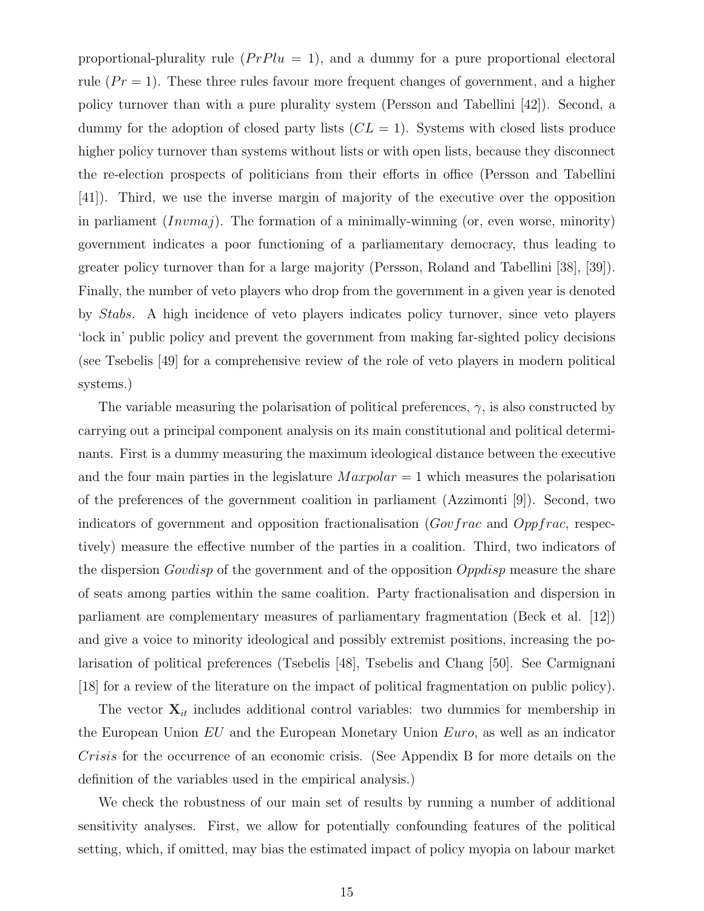proportional-plurality rule ($PrPlu = 1$), and a dummy for a pure proportional electoral rule ($Pr = 1$). These three rules favour more frequent changes of government, and a higher policy turnover than with a pure plurality system (Persson and Tabellini [42]). Second, a dummy for the adoption of closed party lists ($CL = 1$). Systems with closed lists produce higher policy turnover than systems without lists or with open lists, because they disconnect the re-election prospects of politicians from their efforts in office (Persson and Tabellini [41]). Third, we use the inverse margin of majority of the executive over the opposition in parliament ($Invmaj$). The formation of a minimally-winning (or, even worse, minority) government indicates a poor functioning of a parliamentary democracy, thus leading to greater policy turnover than for a large majority (Persson, Roland and Tabellini [38], [39]). Finally, the number of veto players who drop from the government in a given year is denoted by $Stabs$. A high incidence of veto players indicates policy turnover, since veto players 'lock in' public policy and prevent the government from making far-sighted policy decisions (see Tsebelis [49] for a comprehensive review of the role of veto players in modern political systems.)

The variable measuring the polarisation of political preferences, $\gamma$, is also constructed by carrying out a principal component analysis on its main constitutional and political determinants. First is a dummy measuring the maximum ideological distance between the executive and the four main parties in the legislature $Maxpolar = 1$ which measures the polarisation of the preferences of the government coalition in parliament (Azzimonti [9]). Second, two indicators of government and opposition fractionalisation ($Govfrac$ and $Oppfrac$, respectively) measure the effective number of the parties in a coalition. Third, two indicators of the dispersion $Govdisp$ of the government and of the opposition $Oppdisp$ measure the share of seats among parties within the same coalition. Party fractionalisation and dispersion in parliament are complementary measures of parliamentary fragmentation (Beck et al. [12]) and give a voice to minority ideological and possibly extremist positions, increasing the polarisation of political preferences (Tsebelis [48], Tsebelis and Chang [50]. See Carmignani [18] for a review of the literature on the impact of political fragmentation on public policy).

The vector $\mathbf{X}_{it}$ includes additional control variables: two dummies for membership in the European Union $EU$ and the European Monetary Union $Euro$, as well as an indicator $Crisis$ for the occurrence of an economic crisis. (See Appendix B for more details on the definition of the variables used in the empirical analysis.)

We check the robustness of our main set of results by running a number of additional sensitivity analyses. First, we allow for potentially confounding features of the political setting, which, if omitted, may bias the estimated impact of policy myopia on labour market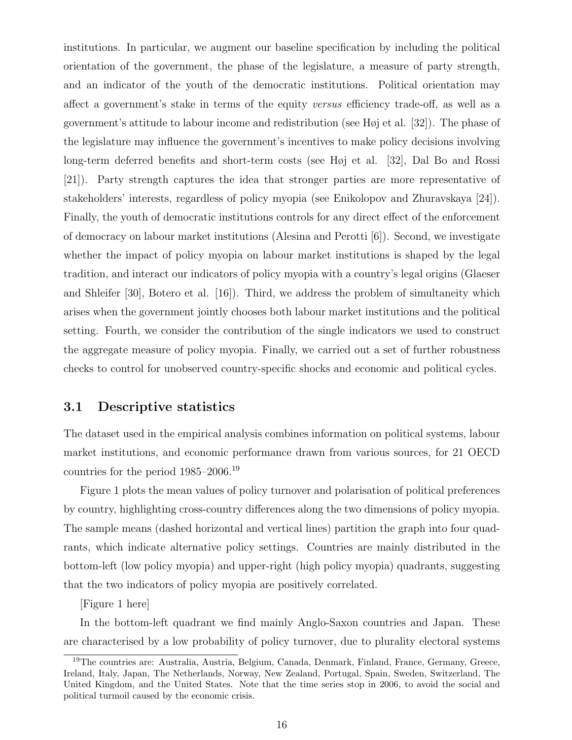institutions. In particular, we augment our baseline specification by including the political orientation of the government, the phase of the legislature, a measure of party strength, and an indicator of the youth of the democratic institutions. Political orientation may affect a government's stake in terms of the equity *versus* efficiency trade-off, as well as a government's attitude to labour income and redistribution (see Høj et al. [32]). The phase of the legislature may influence the government's incentives to make policy decisions involving long-term deferred benefits and short-term costs (see Høj et al. [32], Dal Bo and Rossi [21]). Party strength captures the idea that stronger parties are more representative of stakeholders' interests, regardless of policy myopia (see Enikolopov and Zhuravskaya [24]). Finally, the youth of democratic institutions controls for any direct effect of the enforcement of democracy on labour market institutions (Alesina and Perotti [6]). Second, we investigate whether the impact of policy myopia on labour market institutions is shaped by the legal tradition, and interact our indicators of policy myopia with a country's legal origins (Glaeser and Shleifer [30], Botero et al. [16]). Third, we address the problem of simultaneity which arises when the government jointly chooses both labour market institutions and the political setting. Fourth, we consider the contribution of the single indicators we used to construct the aggregate measure of policy myopia. Finally, we carried out a set of further robustness checks to control for unobserved country-specific shocks and economic and political cycles.

## 3.1 Descriptive statistics

The dataset used in the empirical analysis combines information on political systems, labour market institutions, and economic performance drawn from various sources, for 21 OECD countries for the period 1985–2006.[19]

Figure 1 plots the mean values of policy turnover and polarisation of political preferences by country, highlighting cross-country differences along the two dimensions of policy myopia. The sample means (dashed horizontal and vertical lines) partition the graph into four quadrants, which indicate alternative policy settings. Countries are mainly distributed in the bottom-left (low policy myopia) and upper-right (high policy myopia) quadrants, suggesting that the two indicators of policy myopia are positively correlated.

[Figure 1 here]

In the bottom-left quadrant we find mainly Anglo-Saxon countries and Japan. These are characterised by a low probability of policy turnover, due to plurality electoral systems

[19] The countries are: Australia, Austria, Belgium, Canada, Denmark, Finland, France, Germany, Greece, Ireland, Italy, Japan, The Netherlands, Norway, New Zealand, Portugal, Spain, Sweden, Switzerland, The United Kingdom, and the United States. Note that the time series stop in 2006, to avoid the social and political turmoil caused by the economic crisis.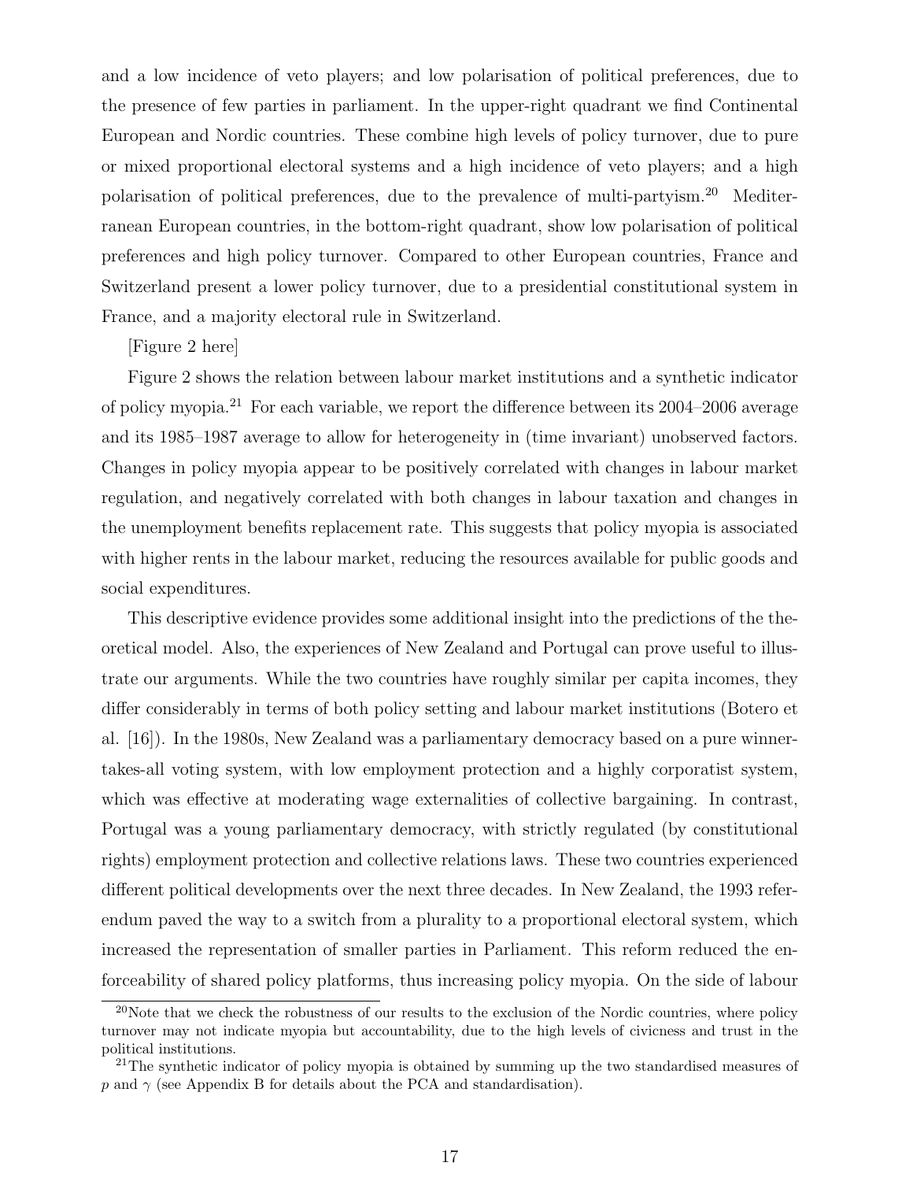and a low incidence of veto players; and low polarisation of political preferences, due to the presence of few parties in parliament. In the upper-right quadrant we find Continental European and Nordic countries. These combine high levels of policy turnover, due to pure or mixed proportional electoral systems and a high incidence of veto players; and a high polarisation of political preferences, due to the prevalence of multi-partyism.[20] Mediterranean European countries, in the bottom-right quadrant, show low polarisation of political preferences and high policy turnover. Compared to other European countries, France and Switzerland present a lower policy turnover, due to a presidential constitutional system in France, and a majority electoral rule in Switzerland.

[Figure 2 here]

Figure 2 shows the relation between labour market institutions and a synthetic indicator of policy myopia.[21] For each variable, we report the difference between its 2004–2006 average and its 1985–1987 average to allow for heterogeneity in (time invariant) unobserved factors. Changes in policy myopia appear to be positively correlated with changes in labour market regulation, and negatively correlated with both changes in labour taxation and changes in the unemployment benefits replacement rate. This suggests that policy myopia is associated with higher rents in the labour market, reducing the resources available for public goods and social expenditures.

This descriptive evidence provides some additional insight into the predictions of the theoretical model. Also, the experiences of New Zealand and Portugal can prove useful to illustrate our arguments. While the two countries have roughly similar per capita incomes, they differ considerably in terms of both policy setting and labour market institutions (Botero et al. [16]). In the 1980s, New Zealand was a parliamentary democracy based on a pure winner-takes-all voting system, with low employment protection and a highly corporatist system, which was effective at moderating wage externalities of collective bargaining. In contrast, Portugal was a young parliamentary democracy, with strictly regulated (by constitutional rights) employment protection and collective relations laws. These two countries experienced different political developments over the next three decades. In New Zealand, the 1993 referendum paved the way to a switch from a plurality to a proportional electoral system, which increased the representation of smaller parties in Parliament. This reform reduced the enforceability of shared policy platforms, thus increasing policy myopia. On the side of labour

[20] Note that we check the robustness of our results to the exclusion of the Nordic countries, where policy turnover may not indicate myopia but accountability, due to the high levels of civicness and trust in the political institutions.

[21] The synthetic indicator of policy myopia is obtained by summing up the two standardised measures of $p$ and $\gamma$ (see Appendix B for details about the PCA and standardisation).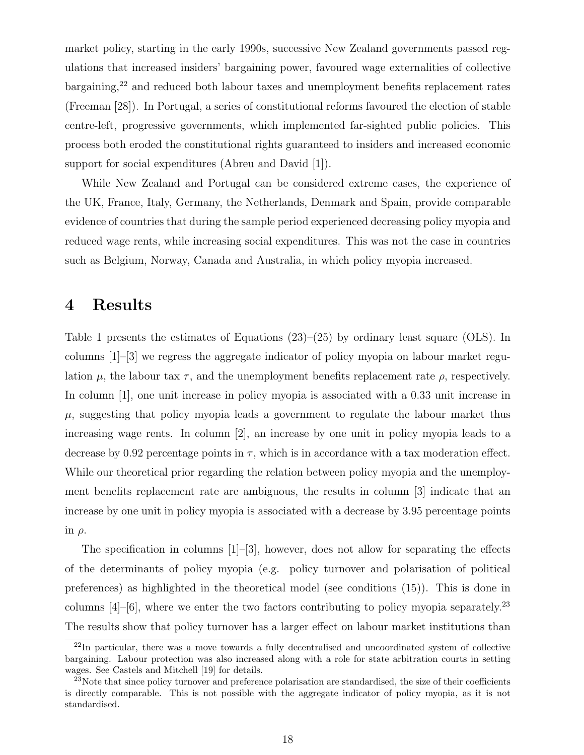market policy, starting in the early 1990s, successive New Zealand governments passed regulations that increased insiders' bargaining power, favoured wage externalities of collective bargaining,[22] and reduced both labour taxes and unemployment benefits replacement rates (Freeman [28]). In Portugal, a series of constitutional reforms favoured the election of stable centre-left, progressive governments, which implemented far-sighted public policies. This process both eroded the constitutional rights guaranteed to insiders and increased economic support for social expenditures (Abreu and David [1]).

While New Zealand and Portugal can be considered extreme cases, the experience of the UK, France, Italy, Germany, the Netherlands, Denmark and Spain, provide comparable evidence of countries that during the sample period experienced decreasing policy myopia and reduced wage rents, while increasing social expenditures. This was not the case in countries such as Belgium, Norway, Canada and Australia, in which policy myopia increased.

# 4 Results

Table 1 presents the estimates of Equations (23)–(25) by ordinary least square (OLS). In columns [1]–[3] we regress the aggregate indicator of policy myopia on labour market regulation $\mu$, the labour tax $\tau$, and the unemployment benefits replacement rate $\rho$, respectively. In column [1], one unit increase in policy myopia is associated with a 0.33 unit increase in $\mu$, suggesting that policy myopia leads a government to regulate the labour market thus increasing wage rents. In column [2], an increase by one unit in policy myopia leads to a decrease by 0.92 percentage points in $\tau$, which is in accordance with a tax moderation effect. While our theoretical prior regarding the relation between policy myopia and the unemployment benefits replacement rate are ambiguous, the results in column [3] indicate that an increase by one unit in policy myopia is associated with a decrease by 3.95 percentage points in $\rho$.

The specification in columns [1]–[3], however, does not allow for separating the effects of the determinants of policy myopia (e.g. policy turnover and polarisation of political preferences) as highlighted in the theoretical model (see conditions (15)). This is done in columns [4]–[6], where we enter the two factors contributing to policy myopia separately.[23] The results show that policy turnover has a larger effect on labour market institutions than

[22] In particular, there was a move towards a fully decentralised and uncoordinated system of collective bargaining. Labour protection was also increased along with a role for state arbitration courts in setting wages. See Castels and Mitchell [19] for details.

[23] Note that since policy turnover and preference polarisation are standardised, the size of their coefficients is directly comparable. This is not possible with the aggregate indicator of policy myopia, as it is not standardised.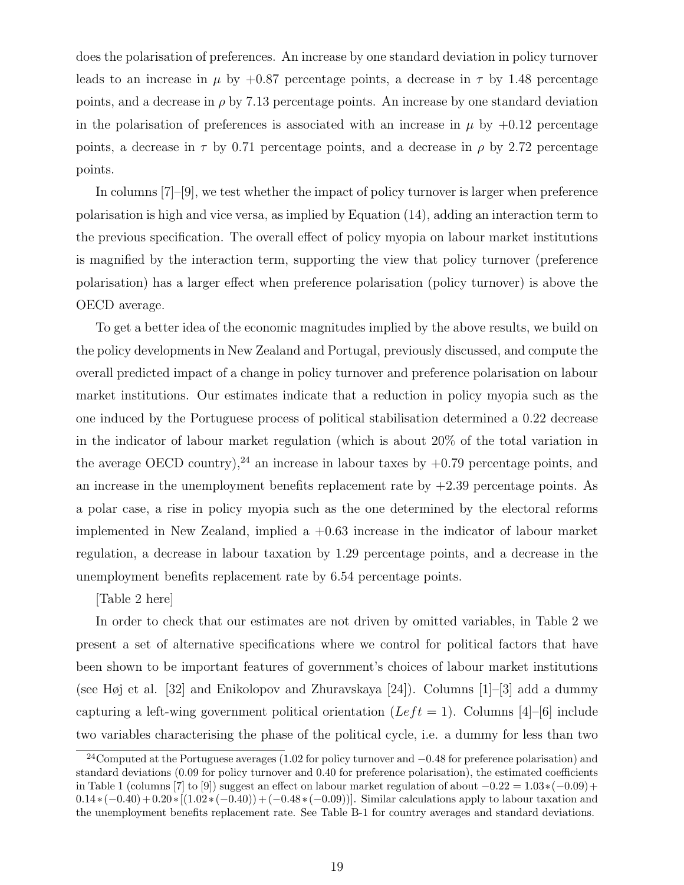does the polarisation of preferences. An increase by one standard deviation in policy turnover leads to an increase in $\mu$ by +0.87 percentage points, a decrease in $\tau$ by 1.48 percentage points, and a decrease in $\rho$ by 7.13 percentage points. An increase by one standard deviation in the polarisation of preferences is associated with an increase in $\mu$ by +0.12 percentage points, a decrease in $\tau$ by 0.71 percentage points, and a decrease in $\rho$ by 2.72 percentage points.

In columns [7]–[9], we test whether the impact of policy turnover is larger when preference polarisation is high and vice versa, as implied by Equation (14), adding an interaction term to the previous specification. The overall effect of policy myopia on labour market institutions is magnified by the interaction term, supporting the view that policy turnover (preference polarisation) has a larger effect when preference polarisation (policy turnover) is above the OECD average.

To get a better idea of the economic magnitudes implied by the above results, we build on the policy developments in New Zealand and Portugal, previously discussed, and compute the overall predicted impact of a change in policy turnover and preference polarisation on labour market institutions. Our estimates indicate that a reduction in policy myopia such as the one induced by the Portuguese process of political stabilisation determined a 0.22 decrease in the indicator of labour market regulation (which is about 20% of the total variation in the average OECD country),[24] an increase in labour taxes by +0.79 percentage points, and an increase in the unemployment benefits replacement rate by +2.39 percentage points. As a polar case, a rise in policy myopia such as the one determined by the electoral reforms implemented in New Zealand, implied a +0.63 increase in the indicator of labour market regulation, a decrease in labour taxation by 1.29 percentage points, and a decrease in the unemployment benefits replacement rate by 6.54 percentage points.

[Table 2 here]

In order to check that our estimates are not driven by omitted variables, in Table 2 we present a set of alternative specifications where we control for political factors that have been shown to be important features of government's choices of labour market institutions (see Høj et al. [32] and Enikolopov and Zhuravskaya [24]). Columns [1]–[3] add a dummy capturing a left-wing government political orientation ($Left = 1$). Columns [4]–[6] include two variables characterising the phase of the political cycle, i.e. a dummy for less than two

[24] Computed at the Portuguese averages (1.02 for policy turnover and −0.48 for preference polarisation) and standard deviations (0.09 for policy turnover and 0.40 for preference polarisation), the estimated coefficients in Table 1 (columns [7] to [9]) suggest an effect on labour market regulation of about $-0.22 = 1.03*(-0.09) + 0.14*(-0.40) + 0.20*[(1.02*(-0.40)) + (-0.48*(-0.09))]$. Similar calculations apply to labour taxation and the unemployment benefits replacement rate. See Table B-1 for country averages and standard deviations.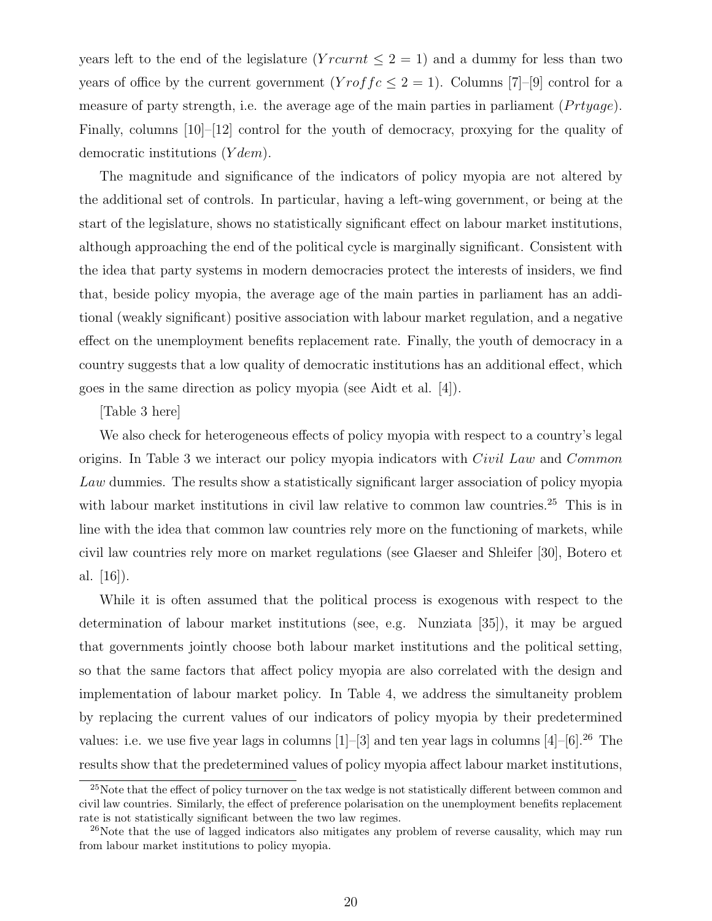years left to the end of the legislature ($Yrcurnt \leq 2 = 1$) and a dummy for less than two years of office by the current government ($Yroffc \leq 2 = 1$). Columns [7]–[9] control for a measure of party strength, i.e. the average age of the main parties in parliament ($Prtyage$). Finally, columns [10]–[12] control for the youth of democracy, proxying for the quality of democratic institutions ($Ydem$).

The magnitude and significance of the indicators of policy myopia are not altered by the additional set of controls. In particular, having a left-wing government, or being at the start of the legislature, shows no statistically significant effect on labour market institutions, although approaching the end of the political cycle is marginally significant. Consistent with the idea that party systems in modern democracies protect the interests of insiders, we find that, beside policy myopia, the average age of the main parties in parliament has an additional (weakly significant) positive association with labour market regulation, and a negative effect on the unemployment benefits replacement rate. Finally, the youth of democracy in a country suggests that a low quality of democratic institutions has an additional effect, which goes in the same direction as policy myopia (see Aidt et al. [4]).

[Table 3 here]

We also check for heterogeneous effects of policy myopia with respect to a country's legal origins. In Table 3 we interact our policy myopia indicators with *Civil Law* and *Common Law* dummies. The results show a statistically significant larger association of policy myopia with labour market institutions in civil law relative to common law countries.[25] This is in line with the idea that common law countries rely more on the functioning of markets, while civil law countries rely more on market regulations (see Glaeser and Shleifer [30], Botero et al. [16]).

While it is often assumed that the political process is exogenous with respect to the determination of labour market institutions (see, e.g. Nunziata [35]), it may be argued that governments jointly choose both labour market institutions and the political setting, so that the same factors that affect policy myopia are also correlated with the design and implementation of labour market policy. In Table 4, we address the simultaneity problem by replacing the current values of our indicators of policy myopia by their predetermined values: i.e. we use five year lags in columns [1]–[3] and ten year lags in columns [4]–[6].[26] The results show that the predetermined values of policy myopia affect labour market institutions,

[25] Note that the effect of policy turnover on the tax wedge is not statistically different between common and civil law countries. Similarly, the effect of preference polarisation on the unemployment benefits replacement rate is not statistically significant between the two law regimes.

[26] Note that the use of lagged indicators also mitigates any problem of reverse causality, which may run from labour market institutions to policy myopia.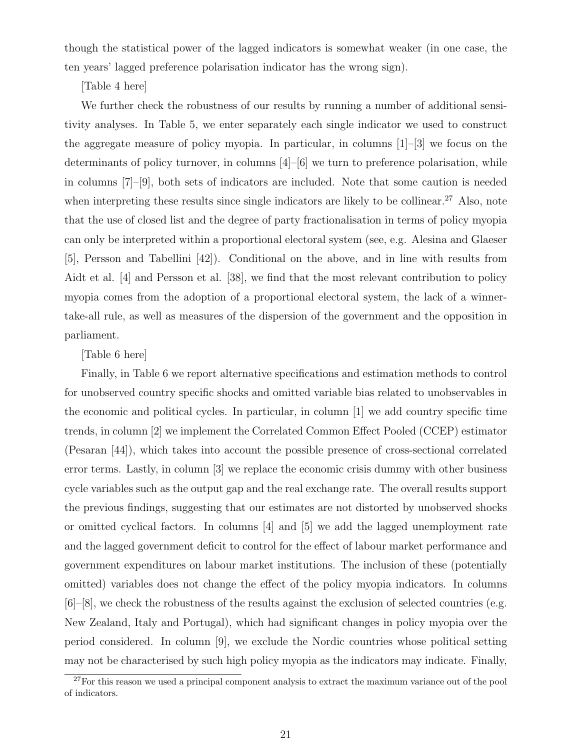though the statistical power of the lagged indicators is somewhat weaker (in one case, the ten years' lagged preference polarisation indicator has the wrong sign).

[Table 4 here]

We further check the robustness of our results by running a number of additional sensitivity analyses. In Table 5, we enter separately each single indicator we used to construct the aggregate measure of policy myopia. In particular, in columns [1]–[3] we focus on the determinants of policy turnover, in columns [4]–[6] we turn to preference polarisation, while in columns [7]–[9], both sets of indicators are included. Note that some caution is needed when interpreting these results since single indicators are likely to be collinear.[27] Also, note that the use of closed list and the degree of party fractionalisation in terms of policy myopia can only be interpreted within a proportional electoral system (see, e.g. Alesina and Glaeser [5], Persson and Tabellini [42]). Conditional on the above, and in line with results from Aidt et al. [4] and Persson et al. [38], we find that the most relevant contribution to policy myopia comes from the adoption of a proportional electoral system, the lack of a winner-take-all rule, as well as measures of the dispersion of the government and the opposition in parliament.

[Table 6 here]

Finally, in Table 6 we report alternative specifications and estimation methods to control for unobserved country specific shocks and omitted variable bias related to unobservables in the economic and political cycles. In particular, in column [1] we add country specific time trends, in column [2] we implement the Correlated Common Effect Pooled (CCEP) estimator (Pesaran [44]), which takes into account the possible presence of cross-sectional correlated error terms. Lastly, in column [3] we replace the economic crisis dummy with other business cycle variables such as the output gap and the real exchange rate. The overall results support the previous findings, suggesting that our estimates are not distorted by unobserved shocks or omitted cyclical factors. In columns [4] and [5] we add the lagged unemployment rate and the lagged government deficit to control for the effect of labour market performance and government expenditures on labour market institutions. The inclusion of these (potentially omitted) variables does not change the effect of the policy myopia indicators. In columns [6]–[8], we check the robustness of the results against the exclusion of selected countries (e.g. New Zealand, Italy and Portugal), which had significant changes in policy myopia over the period considered. In column [9], we exclude the Nordic countries whose political setting may not be characterised by such high policy myopia as the indicators may indicate. Finally,

[27] For this reason we used a principal component analysis to extract the maximum variance out of the pool of indicators.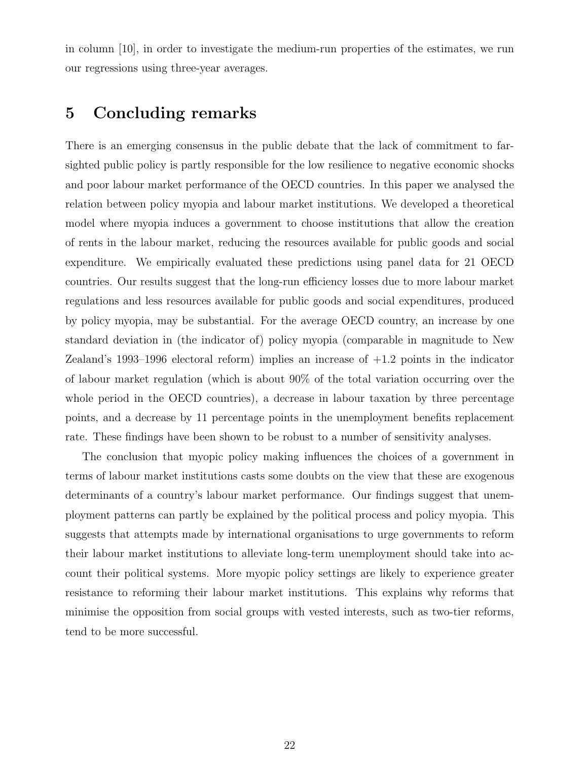in column [10], in order to investigate the medium-run properties of the estimates, we run our regressions using three-year averages.

## 5 Concluding remarks

There is an emerging consensus in the public debate that the lack of commitment to far-sighted public policy is partly responsible for the low resilience to negative economic shocks and poor labour market performance of the OECD countries. In this paper we analysed the relation between policy myopia and labour market institutions. We developed a theoretical model where myopia induces a government to choose institutions that allow the creation of rents in the labour market, reducing the resources available for public goods and social expenditure. We empirically evaluated these predictions using panel data for 21 OECD countries. Our results suggest that the long-run efficiency losses due to more labour market regulations and less resources available for public goods and social expenditures, produced by policy myopia, may be substantial. For the average OECD country, an increase by one standard deviation in (the indicator of) policy myopia (comparable in magnitude to New Zealand's 1993–1996 electoral reform) implies an increase of +1.2 points in the indicator of labour market regulation (which is about 90% of the total variation occurring over the whole period in the OECD countries), a decrease in labour taxation by three percentage points, and a decrease by 11 percentage points in the unemployment benefits replacement rate. These findings have been shown to be robust to a number of sensitivity analyses.

The conclusion that myopic policy making influences the choices of a government in terms of labour market institutions casts some doubts on the view that these are exogenous determinants of a country's labour market performance. Our findings suggest that unemployment patterns can partly be explained by the political process and policy myopia. This suggests that attempts made by international organisations to urge governments to reform their labour market institutions to alleviate long-term unemployment should take into account their political systems. More myopic policy settings are likely to experience greater resistance to reforming their labour market institutions. This explains why reforms that minimise the opposition from social groups with vested interests, such as two-tier reforms, tend to be more successful.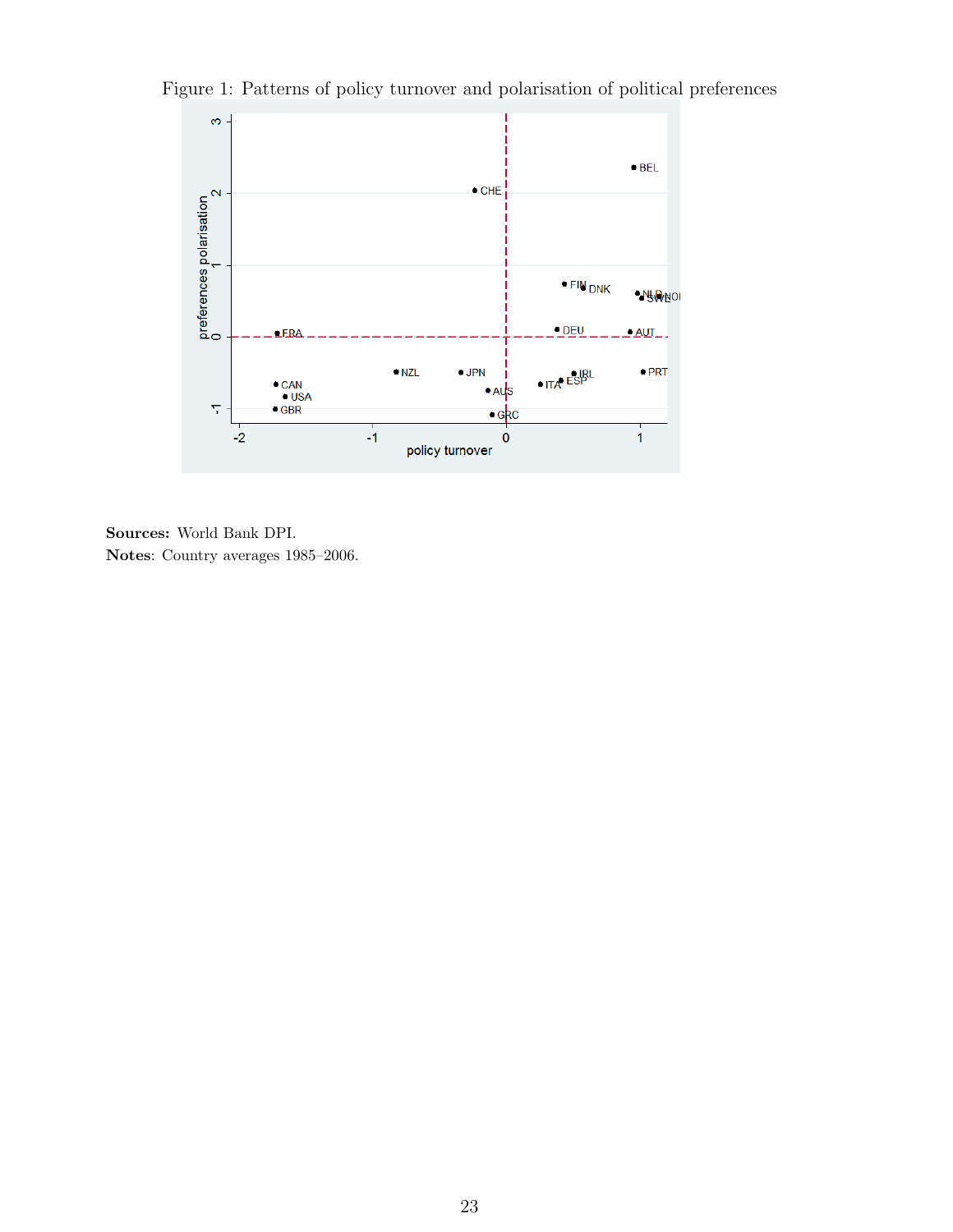Figure 1: Patterns of policy turnover and polarisation of political preferences

**Sources:** World Bank DPI.

**Notes**: Country averages 1985–2006.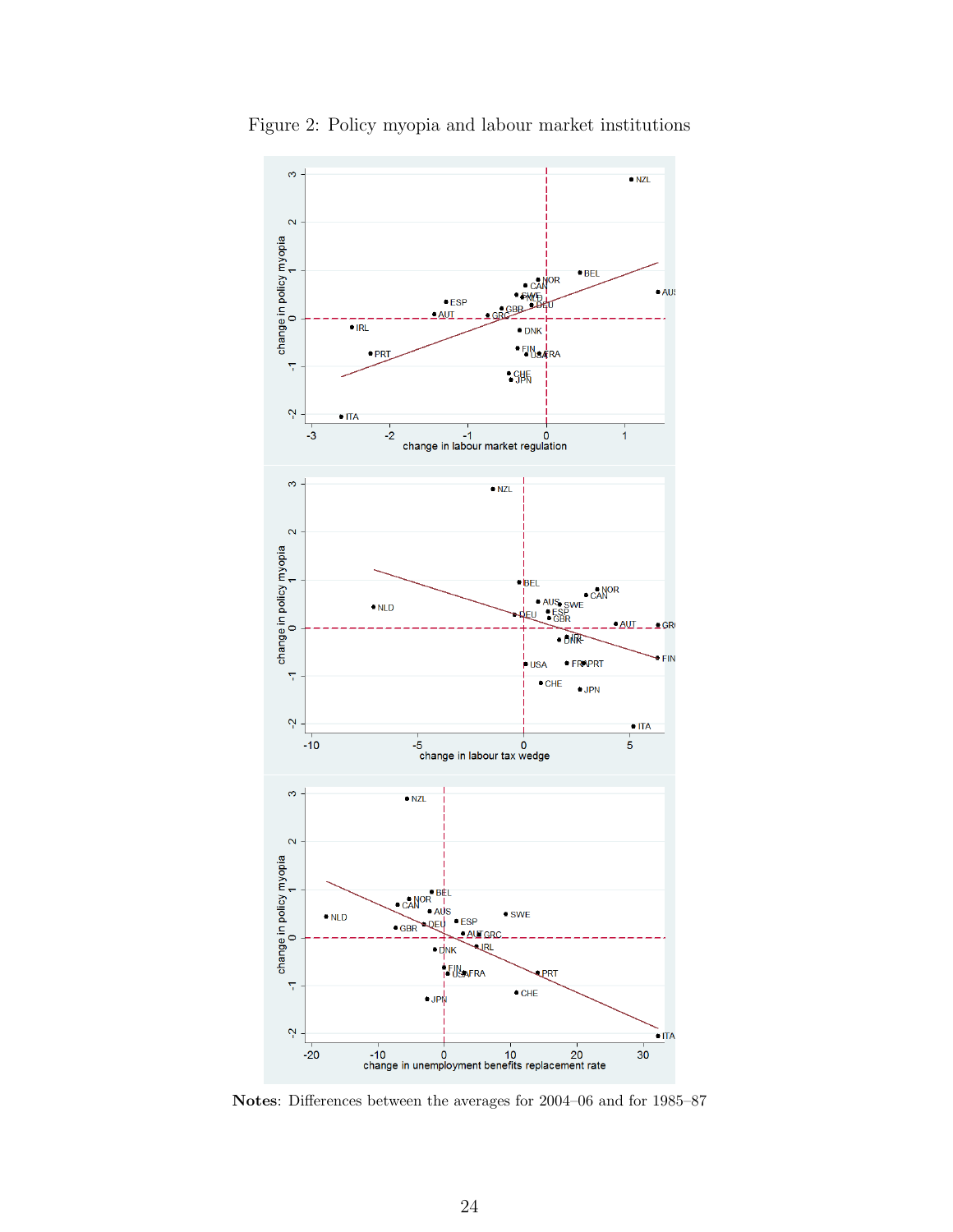Figure 2: Policy myopia and labour market institutions

**Notes**: Differences between the averages for 2004–06 and for 1985–87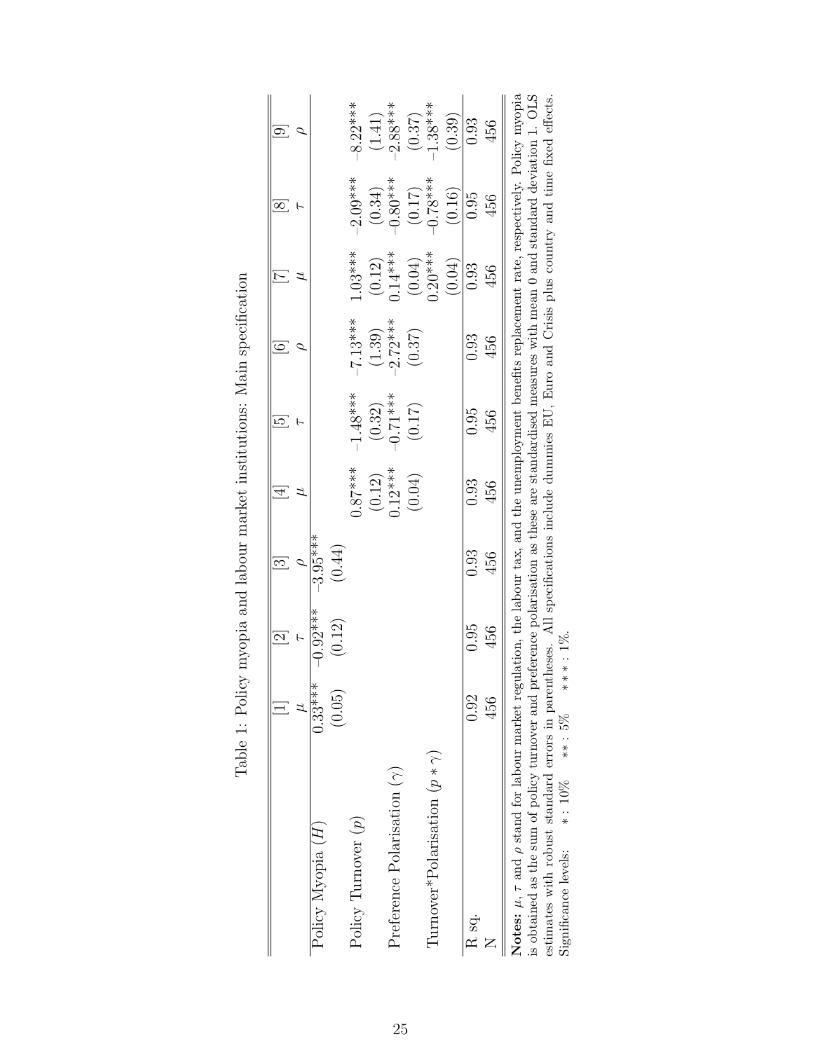Table 1: Policy myopia and labour market institutions: Main specification

| | [1] | [2] | [3] | [4] | [5] | [6] | [7] | [8] | [9] |
|---|---|---|---|---|---|---|---|---|---|
| | $\mu$ | $\tau$ | $\rho$ | $\mu$ | $\tau$ | $\rho$ | $\mu$ | $\tau$ | $\rho$ |
| Policy Myopia ($H$) | 0.33*** | -0.92*** | -3.95*** | | | | | | |
| | (0.05) | (0.12) | (0.44) | | | | | | |
| Policy Turnover ($p$) | | | | 0.87*** | -1.48*** | -7.13*** | 1.03*** | -2.09*** | -8.22*** |
| | | | | (0.12) | (0.32) | (1.39) | (0.12) | (0.34) | (1.41) |
| Preference Polarisation ($\gamma$) | | | | 0.12*** | -0.71*** | -2.72*** | 0.14*** | -0.80*** | -2.88*** |
| | | | | (0.04) | (0.17) | (0.37) | (0.04) | (0.17) | (0.37) |
| Turnover*Polarisation ($p * \gamma$) | | | | | | | 0.20*** | -0.78*** | -1.38*** |
| | | | | | | | (0.04) | (0.16) | (0.39) |
| R sq. | 0.92 | 0.95 | 0.93 | 0.93 | 0.95 | 0.93 | 0.93 | 0.95 | 0.93 |
| N | 456 | 456 | 456 | 456 | 456 | 456 | 456 | 456 | 456 |

**Notes:** $\mu$, $\tau$ and $\rho$ stand for labour market regulation, the labour tax, and the unemployment benefits replacement rate, respectively. Policy myopia is obtained as the sum of policy turnover and preference polarisation as these are standardised measures with mean 0 and standard deviation 1. OLS estimates with robust standard errors in parentheses. All specifications include dummies EU, Euro and Crisis plus country and time fixed effects.
Significance levels: $*: 10\%$ $**: 5\%$ $***: 1\%$.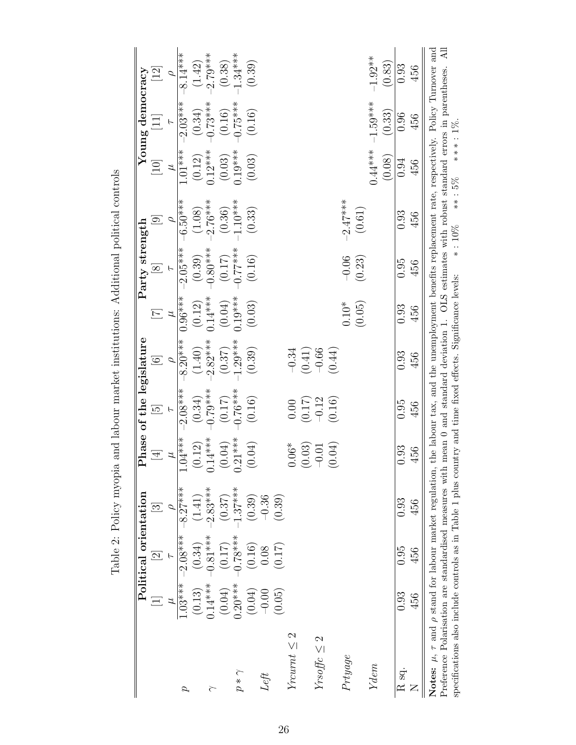Table 2: Policy myopia and labour market institutions: Additional political controls

| | Political orientation | | | Phase of the legislature | | | Party strength | | | Young democracy | | |
|---|---|---|---|---|---|---|---|---|---|---|---|---|
| | [1] | [2] | [3] | [4] | [5] | [6] | [7] | [8] | [9] | [10] | [11] | [12] |
| | $\mu$ | $\tau$ | $\rho$ | $\mu$ | $\tau$ | $\rho$ | $\mu$ | $\tau$ | $\rho$ | $\mu$ | $\tau$ | $\rho$ |
| $p$ | 1.03*** | −2.08*** | −8.27*** | 1.04*** | −2.08*** | −8.20*** | 0.96*** | −2.05*** | −6.50*** | 1.01*** | −2.03*** | −8.14*** |
| | (0.13) | (0.34) | (1.41) | (0.12) | (0.34) | (1.40) | (0.12) | (0.39) | (1.08) | (0.12) | (0.34) | (1.42) |
| $\gamma$ | 0.14*** | −0.81*** | −2.83*** | 0.14*** | −0.79*** | −2.82*** | 0.14*** | −0.80*** | −2.76*** | 0.12*** | −0.73*** | −2.79*** |
| | (0.04) | (0.17) | (0.37) | (0.04) | (0.17) | (0.37) | (0.04) | (0.17) | (0.36) | (0.03) | (0.16) | (0.38) |
| $p * \gamma$ | 0.20*** | −0.78*** | −1.37*** | 0.21*** | −0.76*** | −1.29*** | 0.19*** | −0.77*** | −1.10*** | 0.19*** | −0.75*** | −1.34*** |
| | (0.04) | (0.16) | (0.39) | (0.04) | (0.16) | (0.39) | (0.03) | (0.16) | (0.33) | (0.03) | (0.16) | (0.39) |
| *Left* | −0.00 | 0.08 | −0.36 | | | | | | | | | |
| | (0.05) | (0.17) | (0.39) | | | | | | | | | |
| *Yrcurnt* $\leq 2$ | | | | 0.06* | 0.00 | −0.34 | | | | | | |
| | | | | (0.03) | (0.17) | (0.41) | | | | | | |
| *Yrsoffc* $\leq 2$ | | | | −0.01 | −0.12 | −0.66 | | | | | | |
| | | | | (0.04) | (0.16) | (0.44) | | | | | | |
| *Prtyage* | | | | | | | 0.10* | −0.06 | −2.47*** | | | |
| | | | | | | | (0.05) | (0.23) | (0.61) | | | |
| *Ydem* | | | | | | | | | | 0.44*** | −1.59*** | −1.92** |
| | | | | | | | | | | (0.08) | (0.33) | (0.83) |
| R sq. | 0.93 | 0.95 | 0.93 | 0.93 | 0.95 | 0.93 | 0.93 | 0.95 | 0.93 | 0.94 | 0.96 | 0.93 |
| N | 456 | 456 | 456 | 456 | 456 | 456 | 456 | 456 | 456 | 456 | 456 | 456 |

**Notes:** $\mu$, $\tau$ and $\rho$ stand for labour market regulation, the labour tax, and the unemployment benefits replacement rate, respectively. Policy Turnover and Preference Polarisation are standardised measures with mean 0 and standard deviation 1. OLS estimates with robust standard errors in parentheses. All specifications also include controls as in Table 1 plus country and time fixed effects. Significance levels: * : 10% ** : 5% *** : 1%.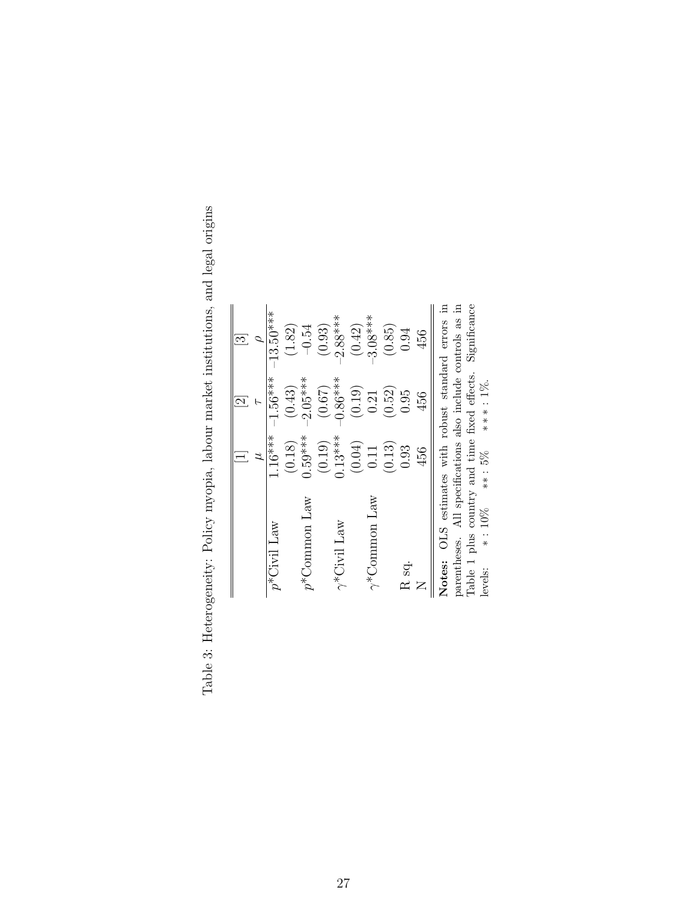Table 3: Heterogeneity: Policy myopia, labour market institutions, and legal origins

| | [1] | [2] | [3] |
|---|---|---|---|
| | $\mu$ | $\tau$ | $\rho$ |
| $p$*Civil Law | 1.16*** | -1.56*** | -13.50*** |
| | (0.18) | (0.43) | (1.82) |
| $p$*Common Law | 0.59*** | -2.05*** | -0.54 |
| | (0.19) | (0.67) | (0.93) |
| $\gamma$*Civil Law | 0.13*** | -0.86*** | -2.88*** |
| | (0.04) | (0.19) | (0.42) |
| $\gamma$*Common Law | 0.11 | 0.21 | -3.08*** |
| | (0.13) | (0.52) | (0.85) |
| R sq. | 0.93 | 0.95 | 0.94 |
| N | 456 | 456 | 456 |

**Notes:** OLS estimates with robust standard errors in parentheses. All specifications also include controls as in Table 1 plus country and time fixed effects. Significance levels: $*: 10\%$ $**: 5\%$ $***: 1\%$.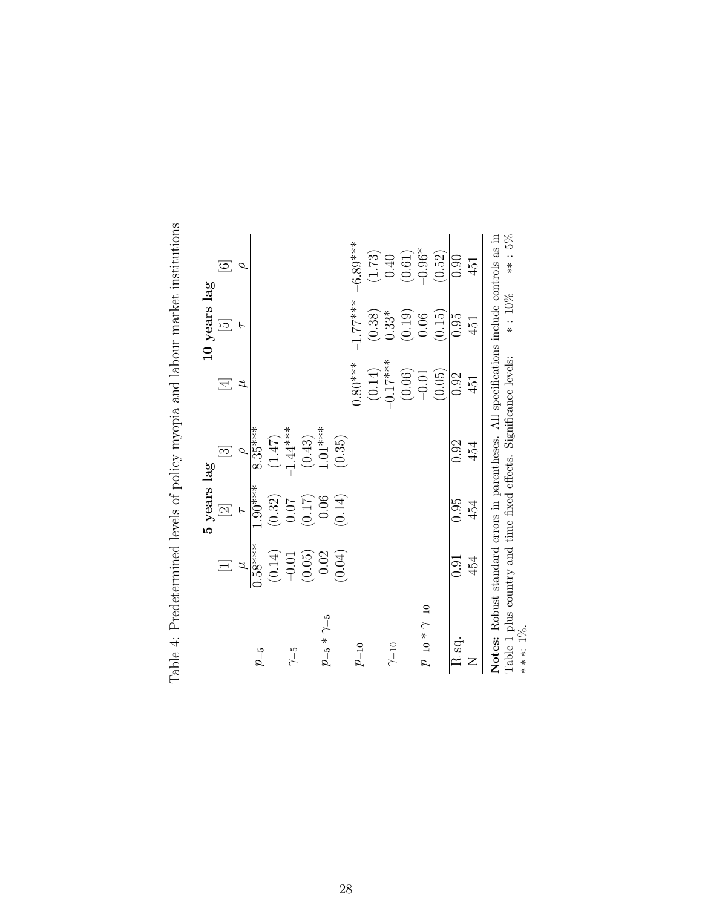Table 4: Predetermined levels of policy myopia and labour market institutions

| | 5 years lag | | | 10 years lag | | |
|---|---|---|---|---|---|---|
| | [1] | [2] | [3] | [4] | [5] | [6] |
| | $\mu$ | $\tau$ | $\rho$ | $\mu$ | $\tau$ | $\rho$ |
| $p_{-5}$ | 0.58*** | -1.90*** | -8.35*** | | | |
| | (0.14) | (0.32) | (1.47) | | | |
| $\gamma_{-5}$ | -0.01 | 0.07 | -1.44*** | | | |
| | (0.05) | (0.17) | (0.43) | | | |
| $p_{-5} * \gamma_{-5}$ | -0.02 | -0.06 | -1.01*** | | | |
| | (0.04) | (0.14) | (0.35) | | | |
| $p_{-10}$ | | | | 0.80*** | -1.77*** | -6.89*** |
| | | | | (0.14) | (0.38) | (1.73) |
| $\gamma_{-10}$ | | | | -0.17*** | 0.33* | 0.40 |
| | | | | (0.06) | (0.19) | (0.61) |
| $p_{-10} * \gamma_{-10}$ | | | | -0.01 | 0.06 | -0.96* |
| | | | | (0.05) | (0.15) | (0.52) |
| R sq. | 0.91 | 0.95 | 0.92 | 0.92 | 0.95 | 0.90 |
| N | 454 | 454 | 454 | 451 | 451 | 451 |

**Notes:** Robust standard errors in parentheses. All specifications include controls as in Table 1 plus country and time fixed effects. Significance levels: * : 10% ** : 5% * * *: 1%.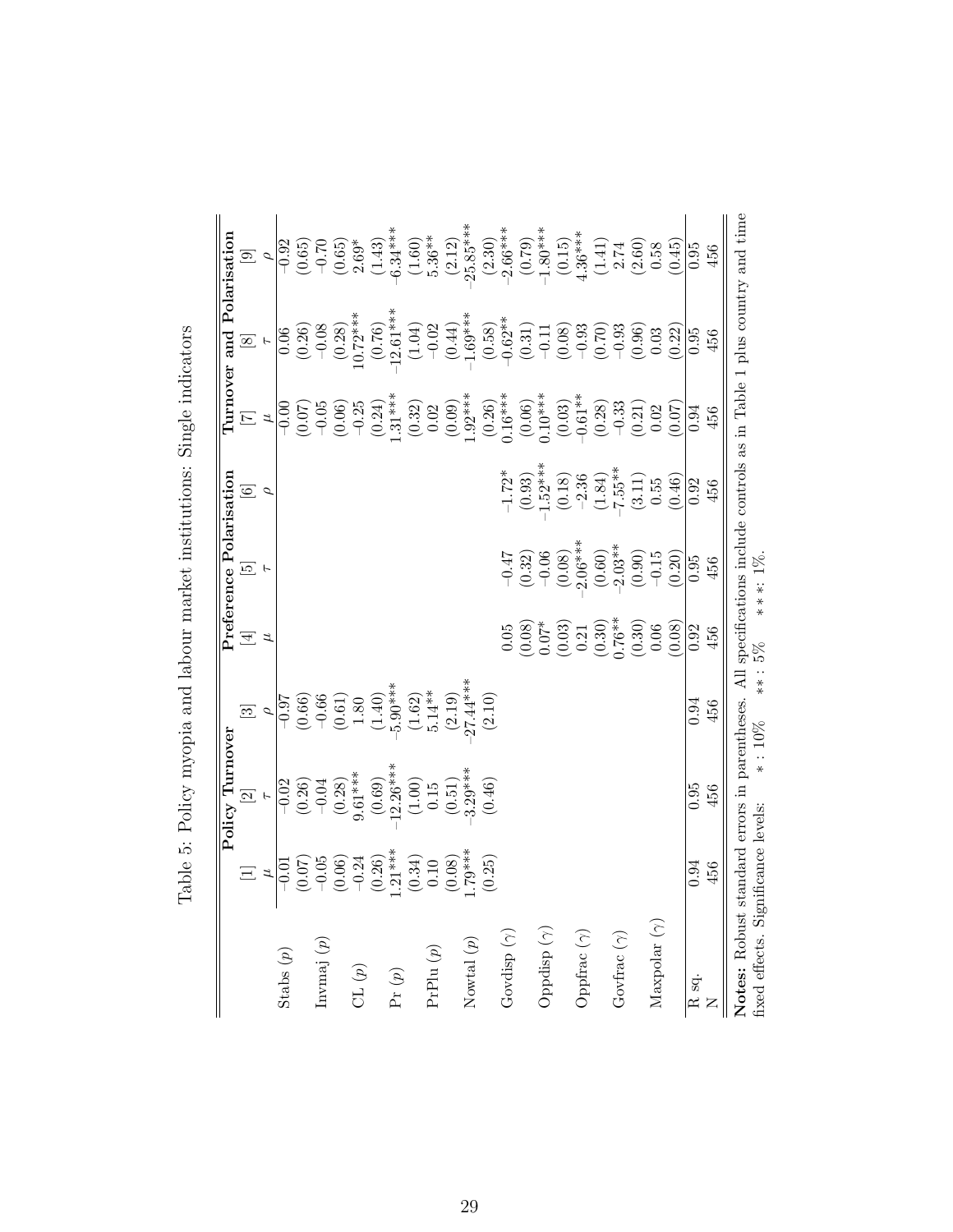Table 5: Policy myopia and labour market institutions: Single indicators

| | Policy Turnover | | | Preference Polarisation | | | Turnover and Polarisation | | |
|---|---|---|---|---|---|---|---|---|---|
| | [1] | [2] | [3] | [4] | [5] | [6] | [7] | [8] | [9] |
| | $\mu$ | $\tau$ | $\rho$ | $\mu$ | $\tau$ | $\rho$ | $\mu$ | $\tau$ | $\rho$ |
| Stabs ($p$) | −0.01 | −0.02 | −0.97 | | | | −0.00 | 0.06 | −0.92 |
| | (0.07) | (0.26) | (0.66) | | | | (0.07) | (0.26) | (0.65) |
| Invmaj ($p$) | −0.05 | −0.04 | −0.66 | | | | −0.05 | −0.08 | −0.70 |
| | (0.06) | (0.28) | (0.61) | | | | (0.06) | (0.28) | (0.65) |
| CL ($p$) | −0.24 | 9.61*** | 1.80 | | | | −0.25 | 10.72*** | 2.69* |
| | (0.26) | (0.69) | (1.40) | | | | (0.24) | (0.76) | (1.43) |
| Pr ($p$) | 1.21*** | −12.26*** | −5.90*** | | | | 1.31*** | −12.61*** | −6.34*** |
| | (0.34) | (1.00) | (1.62) | | | | (0.32) | (1.04) | (1.60) |
| PrPlu ($p$) | 0.10 | 0.15 | 5.14** | | | | 0.02 | −0.02 | 5.36** |
| | (0.08) | (0.51) | (2.19) | | | | (0.09) | (0.44) | (2.12) |
| Nowtal ($p$) | 1.79*** | −3.29*** | −27.44*** | | | | 1.92*** | −1.69*** | −25.85*** |
| | (0.25) | (0.46) | (2.10) | | | | (0.26) | (0.58) | (2.30) |
| Govdisp ($\gamma$) | | | | 0.05 | −0.47 | −1.72* | 0.16*** | −0.62** | −2.66*** |
| | | | | (0.08) | (0.32) | (0.93) | (0.06) | (0.31) | (0.79) |
| Oppdisp ($\gamma$) | | | | 0.07* | −0.06 | −1.52*** | 0.10*** | −0.11 | −1.80*** |
| | | | | (0.03) | (0.08) | (0.18) | (0.03) | (0.08) | (0.15) |
| Oppfrac ($\gamma$) | | | | 0.21 | −2.06*** | −2.36 | −0.61** | −0.93 | 4.36*** |
| | | | | (0.30) | (0.60) | (1.84) | (0.28) | (0.70) | (1.41) |
| Govfrac ($\gamma$) | | | | 0.76** | −2.03** | −7.55** | −0.33 | −0.93 | 2.74 |
| | | | | (0.30) | (0.90) | (3.11) | (0.21) | (0.96) | (2.60) |
| Maxpolar ($\gamma$) | | | | 0.06 | −0.15 | 0.55 | 0.02 | 0.03 | 0.58 |
| | | | | (0.08) | (0.20) | (0.46) | (0.07) | (0.22) | (0.45) |
| R sq. | 0.94 | 0.95 | 0.94 | 0.92 | 0.95 | 0.92 | 0.94 | 0.95 | 0.95 |
| N | 456 | 456 | 456 | 456 | 456 | 456 | 456 | 456 | 456 |

**Notes:** Robust standard errors in parentheses. All specifications include controls as in Table 1 plus country and time fixed effects. Significance levels: * : 10% ** : 5% * * *: 1%.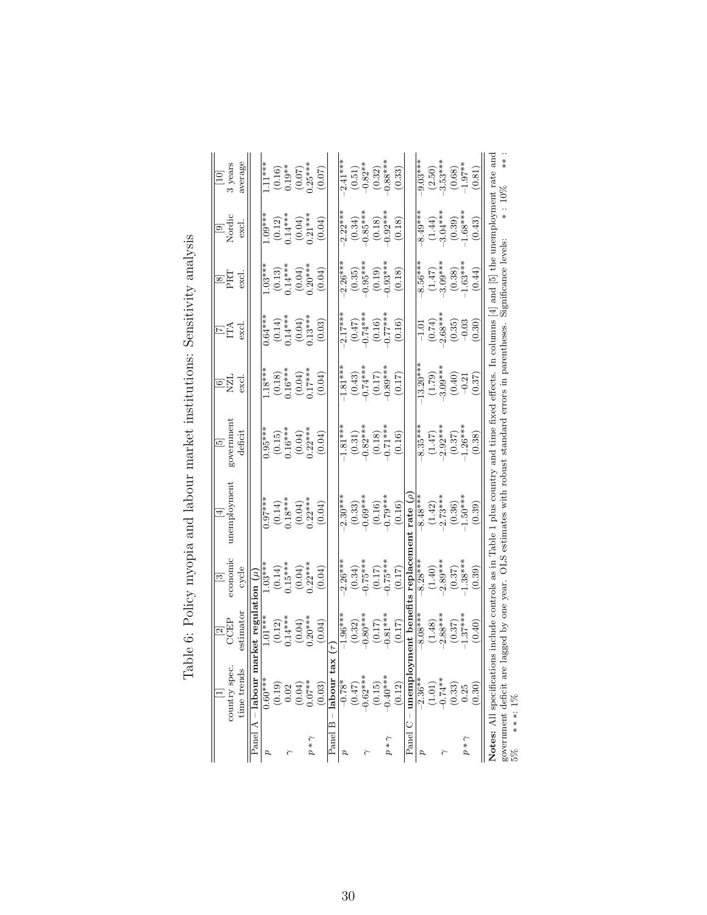Table 6: Policy myopia and labour market institutions: Sensitivity analysis

| | [1] country spec. time trends | [2] CCEP estimator | [3] economic cycle | [4] unemployment | [5] government deficit | [6] NZL excl. | [7] ITA excl. | [8] PRT excl. | [9] Nordic excl. | [10] 3 years average |
|---|---|---|---|---|---|---|---|---|---|---|
| Panel A – **labour market regulation** ($\mu$) | | | | | | | | | | |
| $p$ | 0.60*** | 1.01*** | 1.03*** | 0.97*** | 0.95*** | 1.18*** | 0.64*** | 1.03*** | 1.09*** | 1.11*** |
| | (0.19) | (0.12) | (0.14) | (0.14) | (0.15) | (0.18) | (0.14) | (0.13) | (0.12) | (0.16) |
| $\gamma$ | 0.02 | 0.14*** | 0.15*** | 0.18*** | 0.16*** | 0.16*** | 0.14*** | 0.14*** | 0.14*** | 0.19** |
| | (0.04) | (0.04) | (0.04) | (0.04) | (0.04) | (0.04) | (0.04) | (0.04) | (0.04) | (0.07) |
| $p * \gamma$ | 0.07** | 0.20*** | 0.22*** | 0.22*** | 0.22*** | 0.17*** | 0.13*** | 0.20*** | 0.21*** | 0.25*** |
| | (0.03) | (0.04) | (0.04) | (0.04) | (0.04) | (0.04) | (0.03) | (0.04) | (0.04) | (0.07) |
| Panel B – **labour tax** ($\tau$) | | | | | | | | | | |
| $p$ | -0.78* | -1.96*** | -2.26*** | -2.30*** | -1.81*** | -1.81*** | -2.17*** | -2.26*** | -2.22*** | -2.41*** |
| | (0.47) | (0.32) | (0.34) | (0.33) | (0.31) | (0.43) | (0.47) | (0.35) | (0.34) | (0.51) |
| $\gamma$ | -0.62*** | -0.80*** | -0.75*** | -0.69*** | -0.82*** | -0.74*** | -0.74*** | -0.95*** | -0.85*** | -0.82** |
| | (0.15) | (0.17) | (0.17) | (0.16) | (0.18) | (0.17) | (0.16) | (0.19) | (0.18) | (0.32) |
| $p * \gamma$ | -0.40*** | -0.81*** | -0.75*** | -0.79*** | -0.71*** | -0.89*** | -0.77*** | -0.93*** | -0.92*** | -0.88*** |
| | (0.12) | (0.17) | (0.17) | (0.16) | (0.16) | (0.17) | (0.16) | (0.18) | (0.18) | (0.33) |
| Panel C – **unemployment benefits replacement rate** ($\rho$) | | | | | | | | | | |
| $p$ | -2.36** | -8.08*** | -8.28*** | -8.48*** | -8.35*** | -13.20*** | -1.01 | -8.56*** | -8.49*** | -9.03*** |
| | (1.01) | (1.48) | (1.40) | (1.42) | (1.47) | (1.79) | (0.74) | (1.47) | (1.44) | (2.50) |
| $\gamma$ | -0.74** | -2.88*** | -2.89*** | -2.73*** | -2.92*** | -3.09*** | -2.68*** | -3.09*** | -3.04*** | -3.53*** |
| | (0.33) | (0.37) | (0.37) | (0.36) | (0.37) | (0.40) | (0.35) | (0.38) | (0.39) | (0.68) |
| $p * \gamma$ | 0.25 | -1.37*** | -1.38*** | -1.50*** | -1.26*** | -0.21 | -0.03 | -1.63*** | -1.68*** | -1.97** |
| | (0.30) | (0.40) | (0.39) | (0.39) | (0.38) | (0.37) | (0.30) | (0.44) | (0.43) | (0.81) |

**Notes:** All specifications include controls as in Table 1 plus country and time fixed effects. In columns [4] and [5] the unemployment rate and government deficit are lagged by one year. OLS estimates with robust standard errors in parentheses. Significance levels: * : 10% ** : 5% * * *: 1%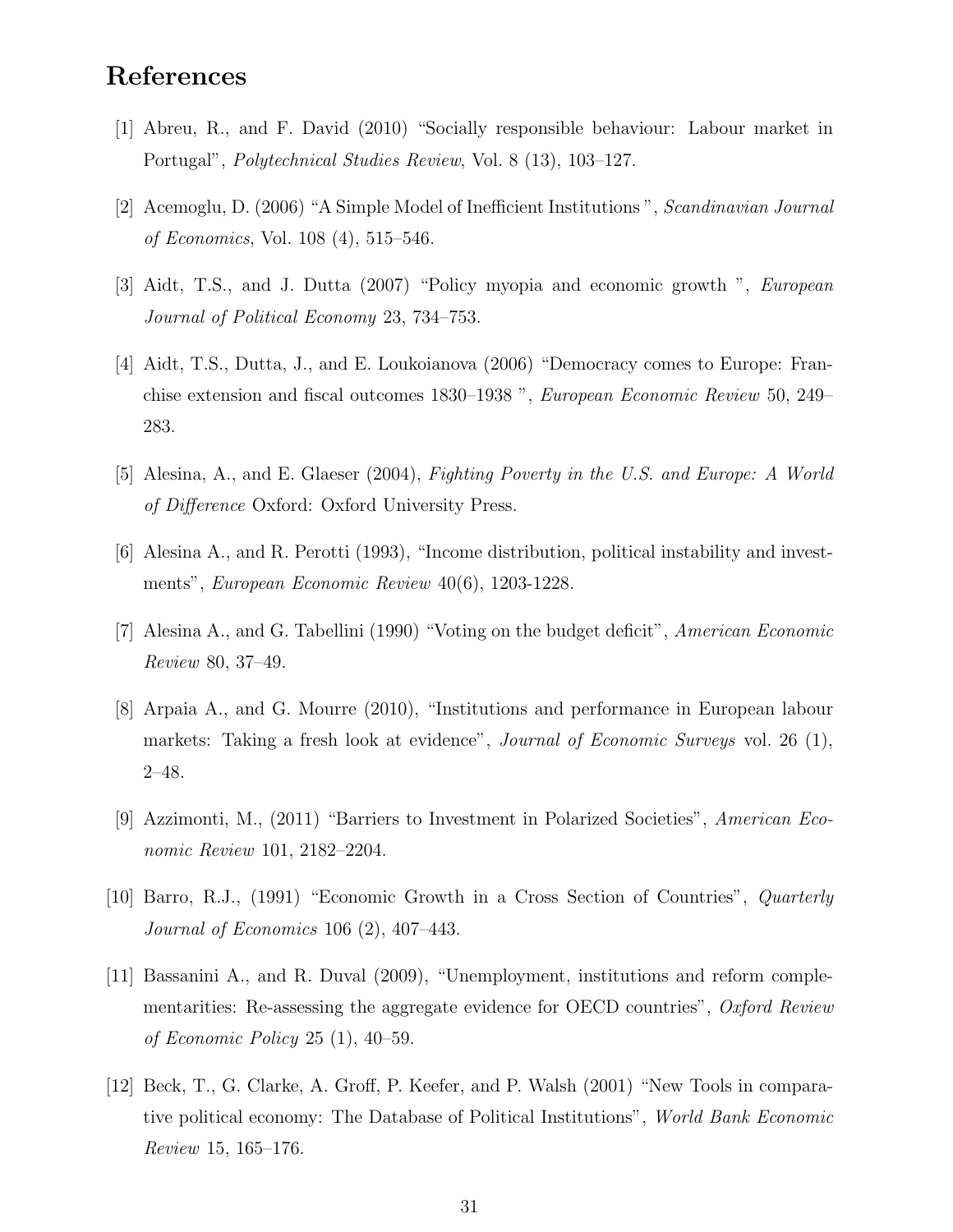# References

[1] Abreu, R., and F. David (2010) "Socially responsible behaviour: Labour market in Portugal", *Polytechnical Studies Review*, Vol. 8 (13), 103–127.

[2] Acemoglu, D. (2006) "A Simple Model of Inefficient Institutions ", *Scandinavian Journal of Economics*, Vol. 108 (4), 515–546.

[3] Aidt, T.S., and J. Dutta (2007) "Policy myopia and economic growth ", *European Journal of Political Economy* 23, 734–753.

[4] Aidt, T.S., Dutta, J., and E. Loukoianova (2006) "Democracy comes to Europe: Franchise extension and fiscal outcomes 1830–1938 ", *European Economic Review* 50, 249–283.

[5] Alesina, A., and E. Glaeser (2004), *Fighting Poverty in the U.S. and Europe: A World of Difference* Oxford: Oxford University Press.

[6] Alesina A., and R. Perotti (1993), "Income distribution, political instability and investments", *European Economic Review* 40(6), 1203-1228.

[7] Alesina A., and G. Tabellini (1990) "Voting on the budget deficit", *American Economic Review* 80, 37–49.

[8] Arpaia A., and G. Mourre (2010), "Institutions and performance in European labour markets: Taking a fresh look at evidence", *Journal of Economic Surveys* vol. 26 (1), 2–48.

[9] Azzimonti, M., (2011) "Barriers to Investment in Polarized Societies", *American Economic Review* 101, 2182–2204.

[10] Barro, R.J., (1991) "Economic Growth in a Cross Section of Countries", *Quarterly Journal of Economics* 106 (2), 407–443.

[11] Bassanini A., and R. Duval (2009), "Unemployment, institutions and reform complementarities: Re-assessing the aggregate evidence for OECD countries", *Oxford Review of Economic Policy* 25 (1), 40–59.

[12] Beck, T., G. Clarke, A. Groff, P. Keefer, and P. Walsh (2001) "New Tools in comparative political economy: The Database of Political Institutions", *World Bank Economic Review* 15, 165–176.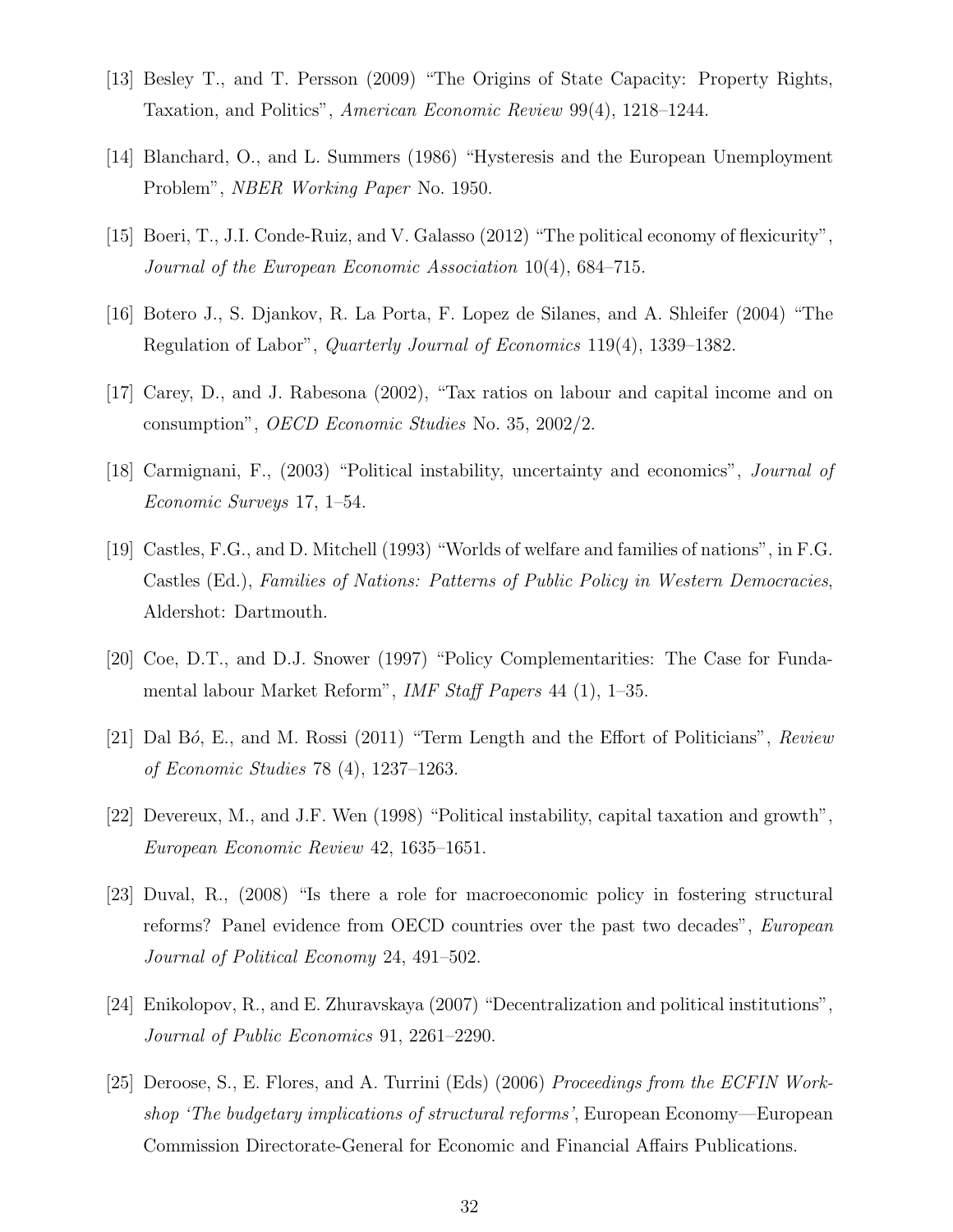[13] Besley T., and T. Persson (2009) "The Origins of State Capacity: Property Rights, Taxation, and Politics", *American Economic Review* 99(4), 1218–1244.

[14] Blanchard, O., and L. Summers (1986) "Hysteresis and the European Unemployment Problem", *NBER Working Paper* No. 1950.

[15] Boeri, T., J.I. Conde-Ruiz, and V. Galasso (2012) "The political economy of flexicurity", *Journal of the European Economic Association* 10(4), 684–715.

[16] Botero J., S. Djankov, R. La Porta, F. Lopez de Silanes, and A. Shleifer (2004) "The Regulation of Labor", *Quarterly Journal of Economics* 119(4), 1339–1382.

[17] Carey, D., and J. Rabesona (2002), "Tax ratios on labour and capital income and on consumption", *OECD Economic Studies* No. 35, 2002/2.

[18] Carmignani, F., (2003) "Political instability, uncertainty and economics", *Journal of Economic Surveys* 17, 1–54.

[19] Castles, F.G., and D. Mitchell (1993) "Worlds of welfare and families of nations", in F.G. Castles (Ed.), *Families of Nations: Patterns of Public Policy in Western Democracies*, Aldershot: Dartmouth.

[20] Coe, D.T., and D.J. Snower (1997) "Policy Complementarities: The Case for Fundamental labour Market Reform", *IMF Staff Papers* 44 (1), 1–35.

[21] Dal B*ó*, E., and M. Rossi (2011) "Term Length and the Effort of Politicians", *Review of Economic Studies* 78 (4), 1237–1263.

[22] Devereux, M., and J.F. Wen (1998) "Political instability, capital taxation and growth", *European Economic Review* 42, 1635–1651.

[23] Duval, R., (2008) "Is there a role for macroeconomic policy in fostering structural reforms? Panel evidence from OECD countries over the past two decades", *European Journal of Political Economy* 24, 491–502.

[24] Enikolopov, R., and E. Zhuravskaya (2007) "Decentralization and political institutions", *Journal of Public Economics* 91, 2261–2290.

[25] Deroose, S., E. Flores, and A. Turrini (Eds) (2006) *Proceedings from the ECFIN Workshop 'The budgetary implications of structural reforms'*, European Economy—European Commission Directorate-General for Economic and Financial Affairs Publications.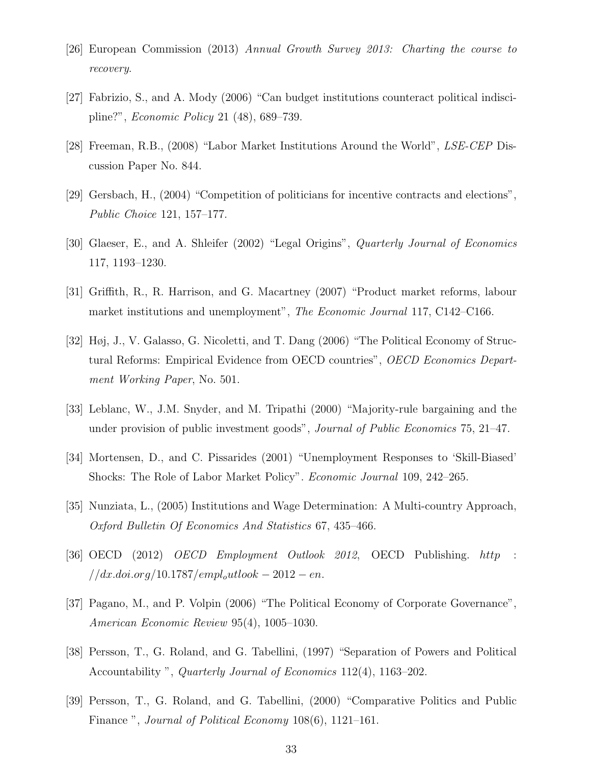[26] European Commission (2013) *Annual Growth Survey 2013: Charting the course to recovery*.

[27] Fabrizio, S., and A. Mody (2006) "Can budget institutions counteract political indiscipline?", *Economic Policy* 21 (48), 689–739.

[28] Freeman, R.B., (2008) "Labor Market Institutions Around the World", *LSE-CEP* Discussion Paper No. 844.

[29] Gersbach, H., (2004) "Competition of politicians for incentive contracts and elections", *Public Choice* 121, 157–177.

[30] Glaeser, E., and A. Shleifer (2002) "Legal Origins", *Quarterly Journal of Economics* 117, 1193–1230.

[31] Griffith, R., R. Harrison, and G. Macartney (2007) "Product market reforms, labour market institutions and unemployment", *The Economic Journal* 117, C142–C166.

[32] Høj, J., V. Galasso, G. Nicoletti, and T. Dang (2006) "The Political Economy of Structural Reforms: Empirical Evidence from OECD countries", *OECD Economics Department Working Paper*, No. 501.

[33] Leblanc, W., J.M. Snyder, and M. Tripathi (2000) "Majority-rule bargaining and the under provision of public investment goods", *Journal of Public Economics* 75, 21–47.

[34] Mortensen, D., and C. Pissarides (2001) "Unemployment Responses to 'Skill-Biased' Shocks: The Role of Labor Market Policy". *Economic Journal* 109, 242–265.

[35] Nunziata, L., (2005) Institutions and Wage Determination: A Multi-country Approach, *Oxford Bulletin Of Economics And Statistics* 67, 435–466.

[36] OECD (2012) *OECD Employment Outlook 2012*, OECD Publishing. $http://dx.doi.org/10.1787/empl_outlook-2012-en$.

[37] Pagano, M., and P. Volpin (2006) "The Political Economy of Corporate Governance", *American Economic Review* 95(4), 1005–1030.

[38] Persson, T., G. Roland, and G. Tabellini, (1997) "Separation of Powers and Political Accountability ", *Quarterly Journal of Economics* 112(4), 1163–202.

[39] Persson, T., G. Roland, and G. Tabellini, (2000) "Comparative Politics and Public Finance ", *Journal of Political Economy* 108(6), 1121–161.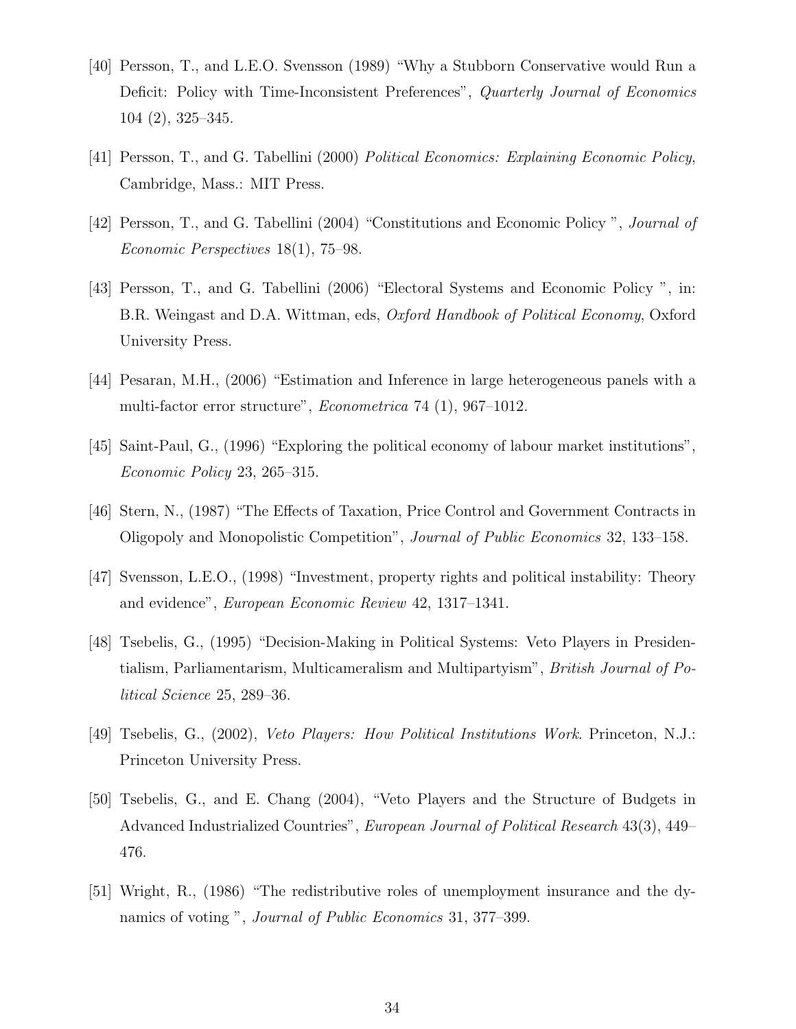[40] Persson, T., and L.E.O. Svensson (1989) "Why a Stubborn Conservative would Run a Deficit: Policy with Time-Inconsistent Preferences", *Quarterly Journal of Economics* 104 (2), 325–345.

[41] Persson, T., and G. Tabellini (2000) *Political Economics: Explaining Economic Policy*, Cambridge, Mass.: MIT Press.

[42] Persson, T., and G. Tabellini (2004) "Constitutions and Economic Policy ", *Journal of Economic Perspectives* 18(1), 75–98.

[43] Persson, T., and G. Tabellini (2006) "Electoral Systems and Economic Policy ", in: B.R. Weingast and D.A. Wittman, eds, *Oxford Handbook of Political Economy*, Oxford University Press.

[44] Pesaran, M.H., (2006) "Estimation and Inference in large heterogeneous panels with a multi-factor error structure", *Econometrica* 74 (1), 967–1012.

[45] Saint-Paul, G., (1996) "Exploring the political economy of labour market institutions", *Economic Policy* 23, 265–315.

[46] Stern, N., (1987) "The Effects of Taxation, Price Control and Government Contracts in Oligopoly and Monopolistic Competition", *Journal of Public Economics* 32, 133–158.

[47] Svensson, L.E.O., (1998) "Investment, property rights and political instability: Theory and evidence", *European Economic Review* 42, 1317–1341.

[48] Tsebelis, G., (1995) "Decision-Making in Political Systems: Veto Players in Presidentialism, Parliamentarism, Multicameralism and Multipartyism", *British Journal of Political Science* 25, 289–36.

[49] Tsebelis, G., (2002), *Veto Players: How Political Institutions Work*. Princeton, N.J.: Princeton University Press.

[50] Tsebelis, G., and E. Chang (2004), "Veto Players and the Structure of Budgets in Advanced Industrialized Countries", *European Journal of Political Research* 43(3), 449–476.

[51] Wright, R., (1986) "The redistributive roles of unemployment insurance and the dynamics of voting ", *Journal of Public Economics* 31, 377–399.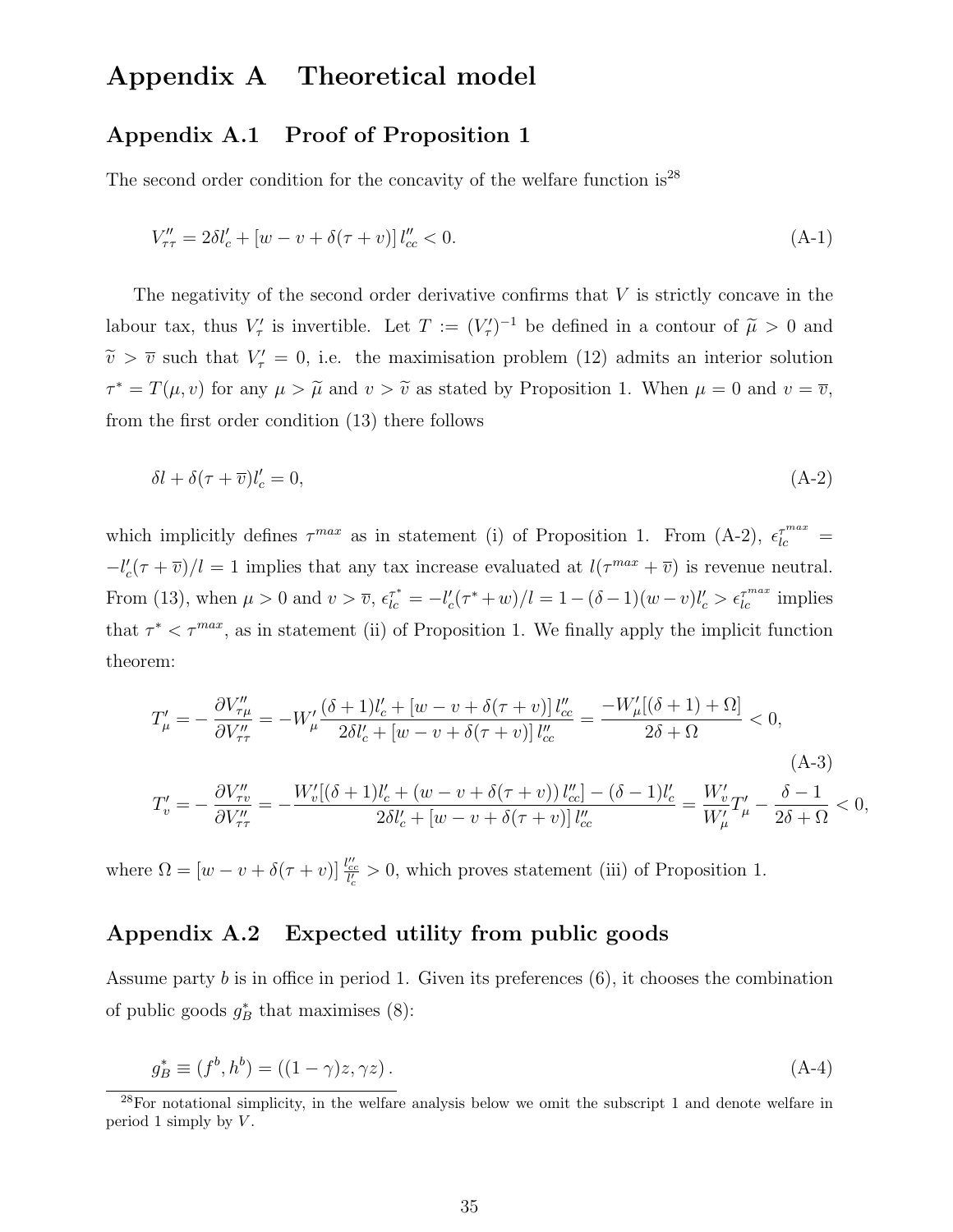# Appendix A Theoretical model

## Appendix A.1 Proof of Proposition 1

The second order condition for the concavity of the welfare function is[28]

$$V''_{\tau\tau} = 2\delta l'_c + [w - v + \delta(\tau + v)]\, l''_{cc} < 0. \tag{A-1}$$

The negativity of the second order derivative confirms that $V$ is strictly concave in the labour tax, thus $V'_\tau$ is invertible. Let $T := (V'_\tau)^{-1}$ be defined in a contour of $\widetilde{\mu} > 0$ and $\widetilde{v} > \overline{v}$ such that $V'_\tau = 0$, i.e. the maximisation problem (12) admits an interior solution $\tau^* = T(\mu, v)$ for any $\mu > \widetilde{\mu}$ and $v > \widetilde{v}$ as stated by Proposition 1. When $\mu = 0$ and $v = \overline{v}$, from the first order condition (13) there follows

$$\delta l + \delta(\tau + \overline{v}) l'_c = 0, \tag{A-2}$$

which implicitly defines $\tau^{max}$ as in statement (i) of Proposition 1. From (A-2), $\epsilon_{lc}^{\tau^{max}} = -l'_c(\tau + \overline{v})/l = 1$ implies that any tax increase evaluated at $l(\tau^{max} + \overline{v})$ is revenue neutral. From (13), when $\mu > 0$ and $v > \overline{v}$, $\epsilon_{lc}^{\tau^*} = -l'_c(\tau^* + w)/l = 1 - (\delta - 1)(w - v) l'_c > \epsilon_{lc}^{\tau^{max}}$ implies that $\tau^* < \tau^{max}$, as in statement (ii) of Proposition 1. We finally apply the implicit function theorem:

$$
\begin{aligned}
T'_\mu &= -\frac{\partial V''_{\tau\mu}}{\partial V''_{\tau\tau}} = -W'_\mu \frac{(\delta + 1) l'_c + [w - v + \delta(\tau + v)]\, l''_{cc}}{2\delta l'_c + [w - v + \delta(\tau + v)]\, l''_{cc}} = \frac{-W'_\mu[(\delta + 1) + \Omega]}{2\delta + \Omega} < 0, \\
T'_v &= -\frac{\partial V''_{\tau v}}{\partial V''_{\tau\tau}} = -\frac{W'_v[(\delta + 1) l'_c + (w - v + \delta(\tau + v))\, l''_{cc}] - (\delta - 1) l'_c}{2\delta l'_c + [w - v + \delta(\tau + v)]\, l''_{cc}} = \frac{W'_v}{W'_\mu} T'_\mu - \frac{\delta - 1}{2\delta + \Omega} < 0,
\end{aligned}
\tag{A-3}
$$

where $\Omega = [w - v + \delta(\tau + v)] \frac{l''_{cc}}{l'_c} > 0$, which proves statement (iii) of Proposition 1.

## Appendix A.2 Expected utility from public goods

Assume party $b$ is in office in period 1. Given its preferences (6), it chooses the combination of public goods $g_B^*$ that maximises (8):

$$g_B^* \equiv (f^b, h^b) = ((1 - \gamma) z, \gamma z)\,. \tag{A-4}$$

[28] For notational simplicity, in the welfare analysis below we omit the subscript 1 and denote welfare in period 1 simply by $V$.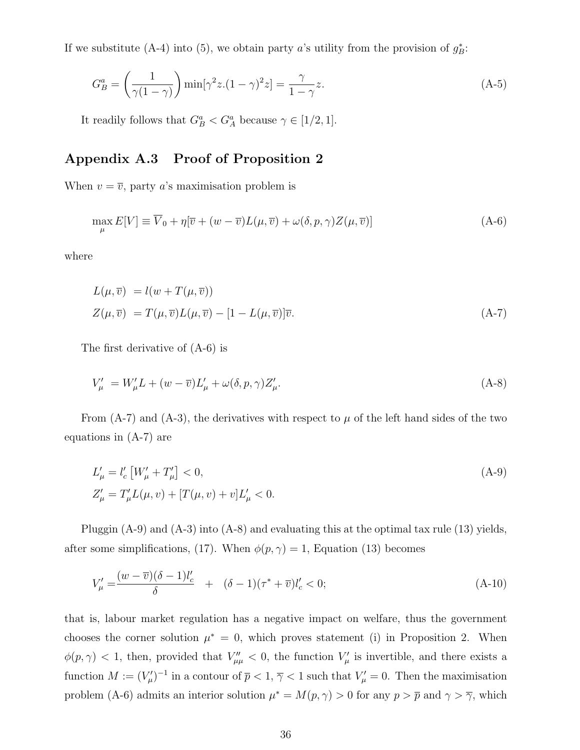If we substitute (A-4) into (5), we obtain party $a$'s utility from the provision of $g_B^*$:

$$G_B^a = \left(\frac{1}{\gamma(1-\gamma)}\right)\min[\gamma^2 z.(1-\gamma)^2 z] = \frac{\gamma}{1-\gamma}z. \tag{A-5}$$

It readily follows that $G_B^a < G_A^a$ because $\gamma \in [1/2, 1]$.

## Appendix A.3 Proof of Proposition 2

When $v = \overline{v}$, party $a$'s maximisation problem is

$$\max_{\mu} E[V] \equiv \overline{V}_0 + \eta[\overline{v} + (w - \overline{v})L(\mu, \overline{v}) + \omega(\delta, p, \gamma)Z(\mu, \overline{v})] \tag{A-6}$$

where

$$\begin{aligned} L(\mu, \overline{v}) \;&= l(w + T(\mu, \overline{v})) \\ Z(\mu, \overline{v}) \;&= T(\mu, \overline{v})L(\mu, \overline{v}) - [1 - L(\mu, \overline{v})]\overline{v}. \end{aligned} \tag{A-7}$$

The first derivative of (A-6) is

$$V'_\mu \;= W'_\mu L + (w - \overline{v})L'_\mu + \omega(\delta, p, \gamma)Z'_\mu. \tag{A-8}$$

From (A-7) and (A-3), the derivatives with respect to $\mu$ of the left hand sides of the two equations in (A-7) are

$$\begin{aligned} L'_\mu &= l'_c\left[W'_\mu + T'_\mu\right] < 0, \\ Z'_\mu &= T'_\mu L(\mu, v) + [T(\mu, v) + v]L'_\mu < 0. \end{aligned} \tag{A-9}$$

Pluggin (A-9) and (A-3) into (A-8) and evaluating this at the optimal tax rule (13) yields, after some simplifications, (17). When $\phi(p, \gamma) = 1$, Equation (13) becomes

$$V'_\mu = \frac{(w - \overline{v})(\delta - 1)l'_c}{\delta} \quad + \quad (\delta - 1)(\tau^* + \overline{v})l'_c < 0; \tag{A-10}$$

that is, labour market regulation has a negative impact on welfare, thus the government chooses the corner solution $\mu^* = 0$, which proves statement (i) in Proposition 2. When $\phi(p, \gamma) < 1$, then, provided that $V''_{\mu\mu} < 0$, the function $V'_\mu$ is invertible, and there exists a function $M := (V'_\mu)^{-1}$ in a contour of $\overline{p} < 1, \overline{\gamma} < 1$ such that $V'_\mu = 0$. Then the maximisation problem (A-6) admits an interior solution $\mu^* = M(p, \gamma) > 0$ for any $p > \overline{p}$ and $\gamma > \overline{\gamma}$, which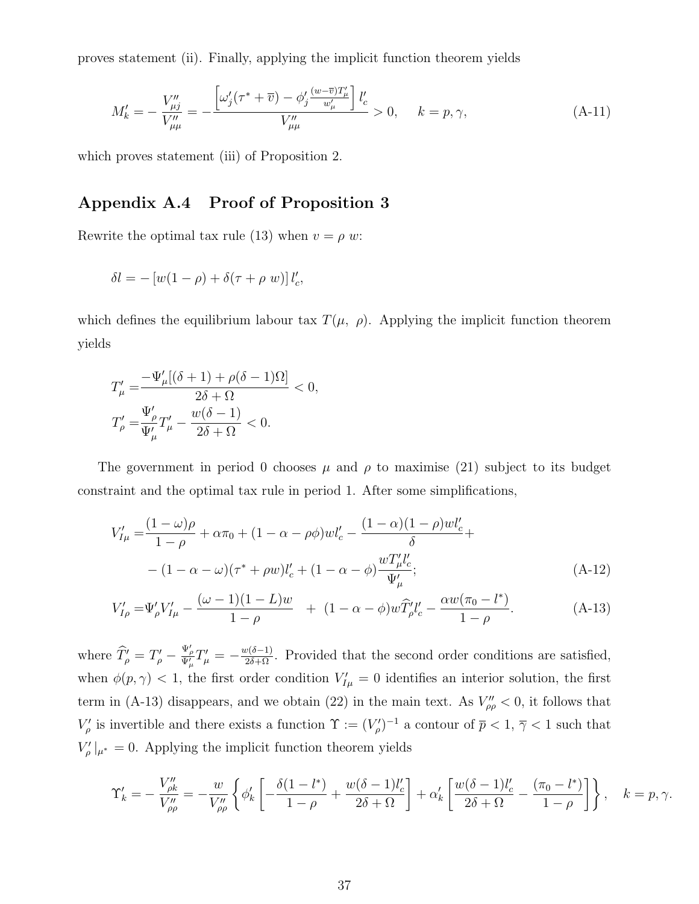proves statement (ii). Finally, applying the implicit function theorem yields

$$M'_k = -\frac{V''_{\mu j}}{V''_{\mu\mu}} = -\frac{\left[\omega'_j(\tau^* + \overline{v}) - \phi'_j \frac{(w-\overline{v})T'_\mu}{w'_\mu}\right] l'_c}{V''_{\mu\mu}} > 0, \quad k = p, \gamma, \tag{A-11}$$

which proves statement (iii) of Proposition 2.

## Appendix A.4 Proof of Proposition 3

Rewrite the optimal tax rule (13) when $v = \rho\, w$:

$$\delta l = -\left[w(1-\rho) + \delta(\tau + \rho\, w)\right] l'_c,$$

which defines the equilibrium labour tax $T(\mu,\ \rho)$. Applying the implicit function theorem yields

$$T'_\mu = \frac{-\Psi'_\mu[(\delta+1) + \rho(\delta-1)\Omega]}{2\delta + \Omega} < 0,$$

$$T'_\rho = \frac{\Psi'_\rho}{\Psi'_\mu} T'_\mu - \frac{w(\delta-1)}{2\delta+\Omega} < 0.$$

The government in period 0 chooses $\mu$ and $\rho$ to maximise (21) subject to its budget constraint and the optimal tax rule in period 1. After some simplifications,

$$\begin{aligned} V'_{I\mu} =& \frac{(1-\omega)\rho}{1-\rho} + \alpha\pi_0 + (1-\alpha-\rho\phi)wl'_c - \frac{(1-\alpha)(1-\rho)wl'_c}{\delta} + \\ & - (1-\alpha-\omega)(\tau^* + \rho w)l'_c + (1-\alpha-\phi)\frac{wT'_\mu l'_c}{\Psi'_\mu}; \end{aligned} \tag{A-12}$$

$$V'_{I\rho} = \Psi'_\rho V'_{I\mu} - \frac{(\omega-1)(1-L)w}{1-\rho} \ + \ (1-\alpha-\phi)w\widehat{T}'_\rho l'_c - \frac{\alpha w(\pi_0 - l^*)}{1-\rho}. \tag{A-13}$$

where $\widehat{T}'_\rho = T'_\rho - \frac{\Psi'_\rho}{\Psi'_\mu}T'_\mu = -\frac{w(\delta-1)}{2\delta+\Omega}$. Provided that the second order conditions are satisfied, when $\phi(p,\gamma) < 1$, the first order condition $V'_{I\mu} = 0$ identifies an interior solution, the first term in (A-13) disappears, and we obtain (22) in the main text. As $V''_{\rho\rho} < 0$, it follows that $V'_\rho$ is invertible and there exists a function $\Upsilon := (V'_\rho)^{-1}$ a contour of $\overline{p} < 1$, $\overline{\gamma} < 1$ such that $V'_\rho|_{\mu^*} = 0$. Applying the implicit function theorem yields

$$\Upsilon'_k = -\frac{V''_{\rho k}}{V''_{\rho\rho}} = -\frac{w}{V''_{\rho\rho}}\left\{\phi'_k\left[-\frac{\delta(1-l^*)}{1-\rho} + \frac{w(\delta-1)l'_c}{2\delta+\Omega}\right] + \alpha'_k\left[\frac{w(\delta-1)l'_c}{2\delta+\Omega} - \frac{(\pi_0 - l^*)}{1-\rho}\right]\right\}, \quad k = p, \gamma.$$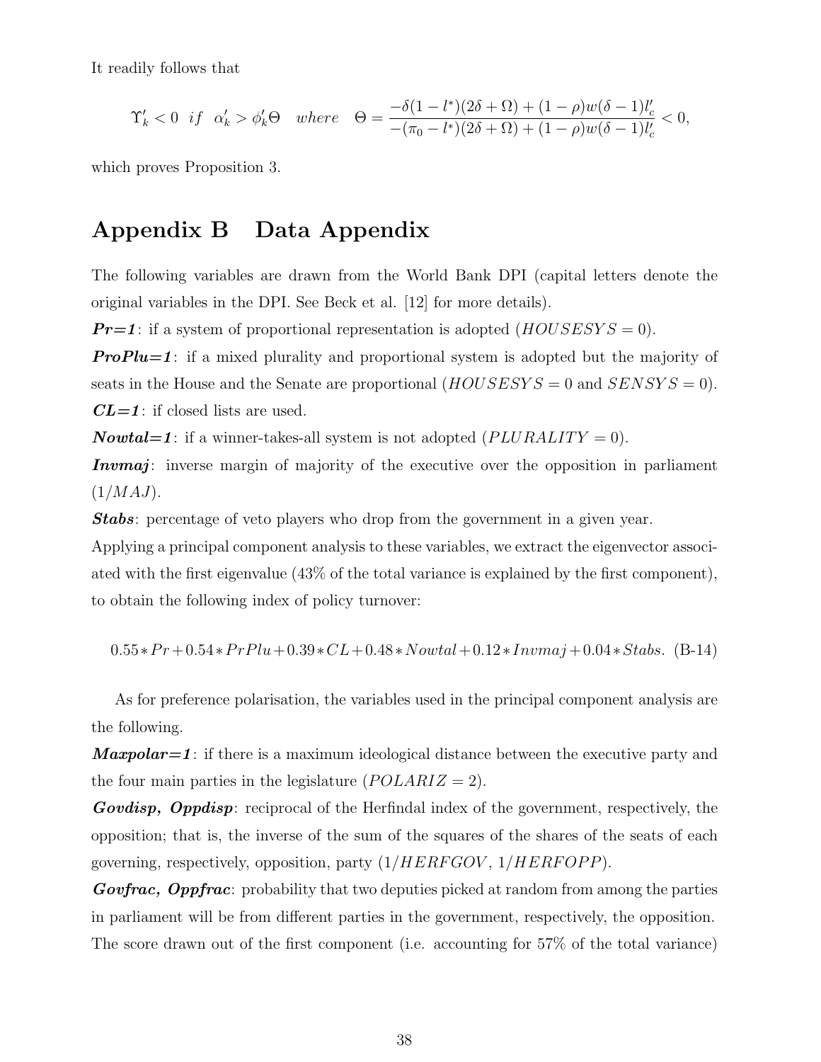It readily follows that

$$\Upsilon'_k < 0 \quad if \quad \alpha'_k > \phi'_k \Theta \quad where \quad \Theta = \frac{-\delta(1-l^*)(2\delta+\Omega) + (1-\rho)w(\delta-1)l'_c}{-(\pi_0 - l^*)(2\delta+\Omega) + (1-\rho)w(\delta-1)l'_c} < 0,$$

which proves Proposition 3.

# Appendix B Data Appendix

The following variables are drawn from the World Bank DPI (capital letters denote the original variables in the DPI. See Beck et al. [12] for more details).

***Pr=1***: if a system of proportional representation is adopted ($HOUSESYS = 0$).

***ProPlu=1***: if a mixed plurality and proportional system is adopted but the majority of seats in the House and the Senate are proportional ($HOUSESYS = 0$ and $SENSYS = 0$).

***CL=1***: if closed lists are used.

***Nowtal=1***: if a winner-takes-all system is not adopted ($PLURALITY = 0$).

***Invmaj***: inverse margin of majority of the executive over the opposition in parliament ($1/MAJ$).

***Stabs***: percentage of veto players who drop from the government in a given year.

Applying a principal component analysis to these variables, we extract the eigenvector associated with the first eigenvalue (43% of the total variance is explained by the first component), to obtain the following index of policy turnover:

$$0.55 * Pr + 0.54 * PrPlu + 0.39 * CL + 0.48 * Nowtal + 0.12 * Invmaj + 0.04 * Stabs. \quad \text{(B-14)}$$

As for preference polarisation, the variables used in the principal component analysis are the following.

***Maxpolar=1***: if there is a maximum ideological distance between the executive party and the four main parties in the legislature ($POLARIZ = 2$).

***Govdisp, Oppdisp***: reciprocal of the Herfindal index of the government, respectively, the opposition; that is, the inverse of the sum of the squares of the shares of the seats of each governing, respectively, opposition, party ($1/HERFGOV$, $1/HERFOPP$).

***Govfrac, Oppfrac***: probability that two deputies picked at random from among the parties in parliament will be from different parties in the government, respectively, the opposition. The score drawn out of the first component (i.e. accounting for 57% of the total variance)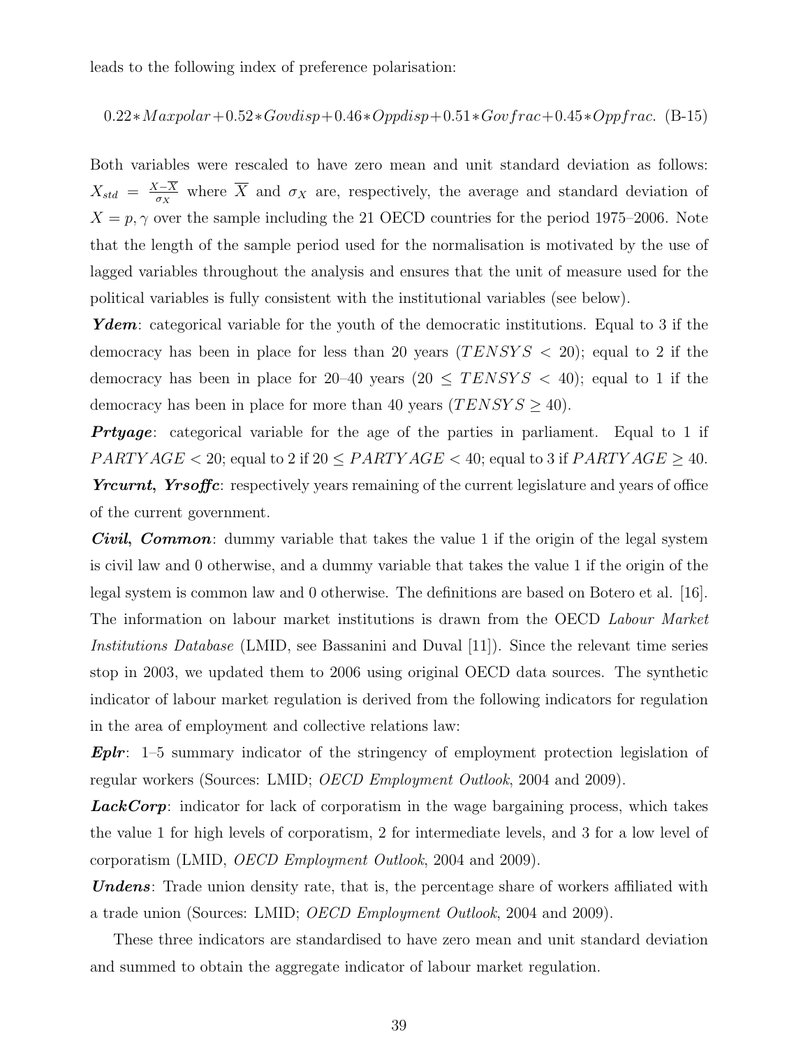leads to the following index of preference polarisation:

$$0.22*Maxpolar + 0.52*Govdisp + 0.46*Oppdisp + 0.51*Govfrac + 0.45*Oppfrac. \quad \text{(B-15)}$$

Both variables were rescaled to have zero mean and unit standard deviation as follows: $X_{std} = \frac{X - \overline{X}}{\sigma_X}$ where $\overline{X}$ and $\sigma_X$ are, respectively, the average and standard deviation of $X = p, \gamma$ over the sample including the 21 OECD countries for the period 1975–2006. Note that the length of the sample period used for the normalisation is motivated by the use of lagged variables throughout the analysis and ensures that the unit of measure used for the political variables is fully consistent with the institutional variables (see below).

***Ydem***: categorical variable for the youth of the democratic institutions. Equal to 3 if the democracy has been in place for less than 20 years ($TENSYS < 20$); equal to 2 if the democracy has been in place for 20–40 years ($20 \leq TENSYS < 40$); equal to 1 if the democracy has been in place for more than 40 years ($TENSYS \geq 40$).

***Prtyage***: categorical variable for the age of the parties in parliament. Equal to 1 if $PARTYAGE < 20$; equal to 2 if $20 \leq PARTYAGE < 40$; equal to 3 if $PARTYAGE \geq 40$.

***Yrcurnt, Yrsoffc***: respectively years remaining of the current legislature and years of office of the current government.

***Civil, Common***: dummy variable that takes the value 1 if the origin of the legal system is civil law and 0 otherwise, and a dummy variable that takes the value 1 if the origin of the legal system is common law and 0 otherwise. The definitions are based on Botero et al. [16]. The information on labour market institutions is drawn from the OECD *Labour Market Institutions Database* (LMID, see Bassanini and Duval [11]). Since the relevant time series stop in 2003, we updated them to 2006 using original OECD data sources. The synthetic indicator of labour market regulation is derived from the following indicators for regulation in the area of employment and collective relations law:

***Eplr***: 1–5 summary indicator of the stringency of employment protection legislation of regular workers (Sources: LMID; *OECD Employment Outlook*, 2004 and 2009).

***LackCorp***: indicator for lack of corporatism in the wage bargaining process, which takes the value 1 for high levels of corporatism, 2 for intermediate levels, and 3 for a low level of corporatism (LMID, *OECD Employment Outlook*, 2004 and 2009).

***Undens***: Trade union density rate, that is, the percentage share of workers affiliated with a trade union (Sources: LMID; *OECD Employment Outlook*, 2004 and 2009).

These three indicators are standardised to have zero mean and unit standard deviation and summed to obtain the aggregate indicator of labour market regulation.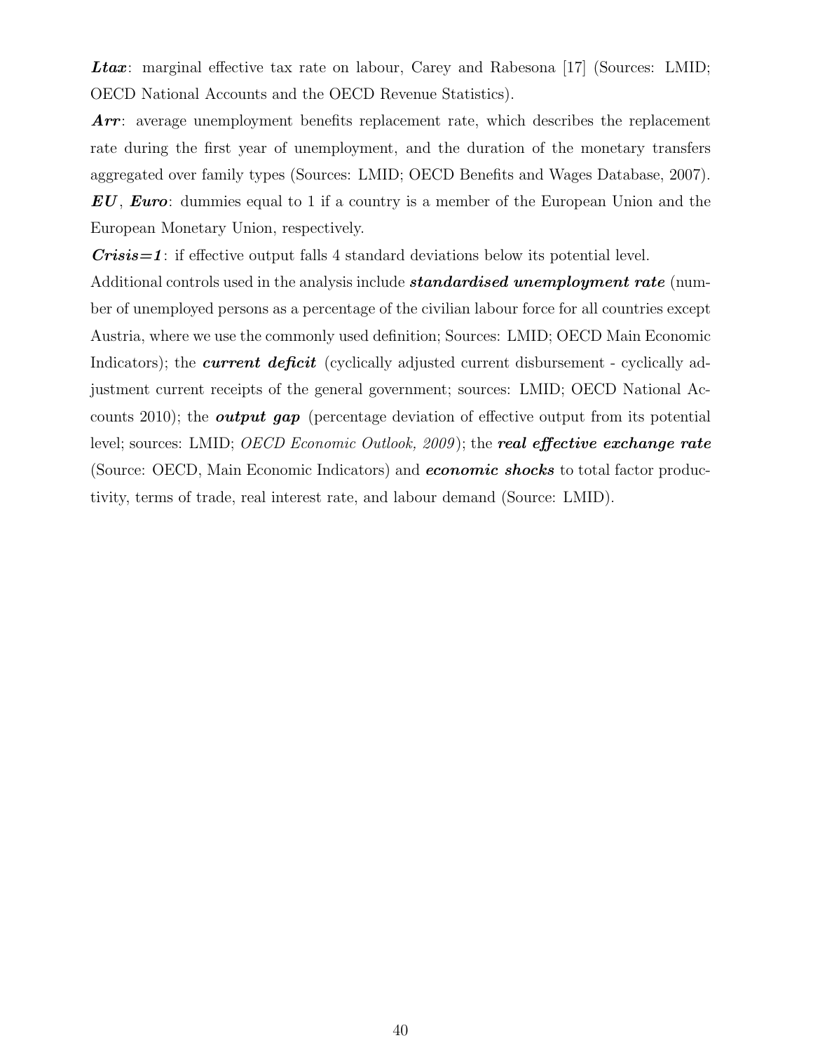***Ltax***: marginal effective tax rate on labour, Carey and Rabesona [17] (Sources: LMID; OECD National Accounts and the OECD Revenue Statistics).

***Arr***: average unemployment benefits replacement rate, which describes the replacement rate during the first year of unemployment, and the duration of the monetary transfers aggregated over family types (Sources: LMID; OECD Benefits and Wages Database, 2007).

***EU***, ***Euro***: dummies equal to 1 if a country is a member of the European Union and the European Monetary Union, respectively.

***Crisis=1***: if effective output falls 4 standard deviations below its potential level.

Additional controls used in the analysis include ***standardised unemployment rate*** (number of unemployed persons as a percentage of the civilian labour force for all countries except Austria, where we use the commonly used definition; Sources: LMID; OECD Main Economic Indicators); the ***current deficit*** (cyclically adjusted current disbursement - cyclically adjustment current receipts of the general government; sources: LMID; OECD National Accounts 2010); the ***output gap*** (percentage deviation of effective output from its potential level; sources: LMID; *OECD Economic Outlook, 2009*); the ***real effective exchange rate*** (Source: OECD, Main Economic Indicators) and ***economic shocks*** to total factor productivity, terms of trade, real interest rate, and labour demand (Source: LMID).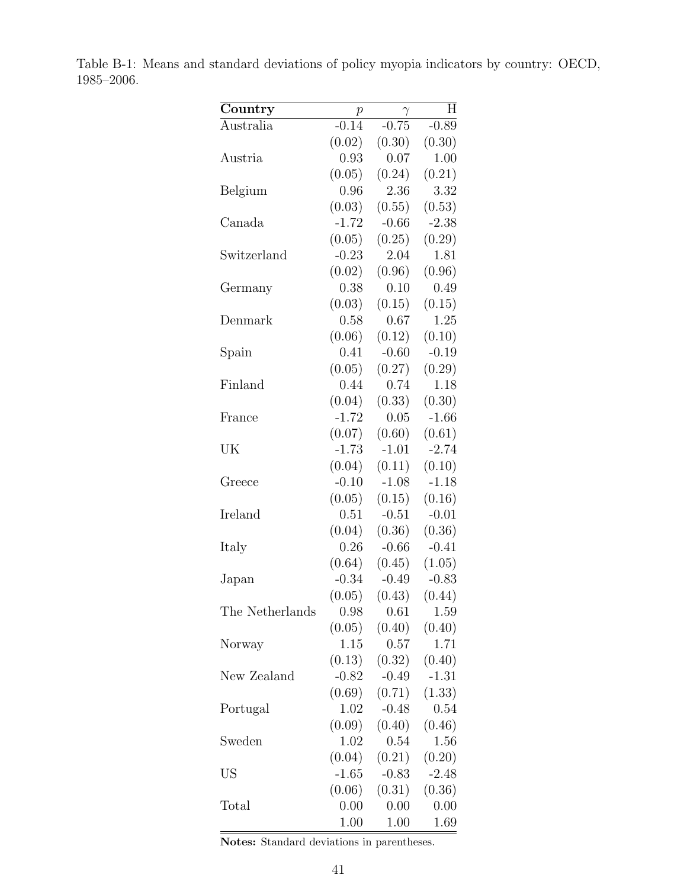Table B-1: Means and standard deviations of policy myopia indicators by country: OECD, 1985–2006.

| **Country** | $p$ | $\gamma$ | H |
|---|---|---|---|
| Australia | -0.14 | -0.75 | -0.89 |
| | (0.02) | (0.30) | (0.30) |
| Austria | 0.93 | 0.07 | 1.00 |
| | (0.05) | (0.24) | (0.21) |
| Belgium | 0.96 | 2.36 | 3.32 |
| | (0.03) | (0.55) | (0.53) |
| Canada | -1.72 | -0.66 | -2.38 |
| | (0.05) | (0.25) | (0.29) |
| Switzerland | -0.23 | 2.04 | 1.81 |
| | (0.02) | (0.96) | (0.96) |
| Germany | 0.38 | 0.10 | 0.49 |
| | (0.03) | (0.15) | (0.15) |
| Denmark | 0.58 | 0.67 | 1.25 |
| | (0.06) | (0.12) | (0.10) |
| Spain | 0.41 | -0.60 | -0.19 |
| | (0.05) | (0.27) | (0.29) |
| Finland | 0.44 | 0.74 | 1.18 |
| | (0.04) | (0.33) | (0.30) |
| France | -1.72 | 0.05 | -1.66 |
| | (0.07) | (0.60) | (0.61) |
| UK | -1.73 | -1.01 | -2.74 |
| | (0.04) | (0.11) | (0.10) |
| Greece | -0.10 | -1.08 | -1.18 |
| | (0.05) | (0.15) | (0.16) |
| Ireland | 0.51 | -0.51 | -0.01 |
| | (0.04) | (0.36) | (0.36) |
| Italy | 0.26 | -0.66 | -0.41 |
| | (0.64) | (0.45) | (1.05) |
| Japan | -0.34 | -0.49 | -0.83 |
| | (0.05) | (0.43) | (0.44) |
| The Netherlands | 0.98 | 0.61 | 1.59 |
| | (0.05) | (0.40) | (0.40) |
| Norway | 1.15 | 0.57 | 1.71 |
| | (0.13) | (0.32) | (0.40) |
| New Zealand | -0.82 | -0.49 | -1.31 |
| | (0.69) | (0.71) | (1.33) |
| Portugal | 1.02 | -0.48 | 0.54 |
| | (0.09) | (0.40) | (0.46) |
| Sweden | 1.02 | 0.54 | 1.56 |
| | (0.04) | (0.21) | (0.20) |
| US | -1.65 | -0.83 | -2.48 |
| | (0.06) | (0.31) | (0.36) |
| Total | 0.00 | 0.00 | 0.00 |
| | 1.00 | 1.00 | 1.69 |

**Notes:** Standard deviations in parentheses.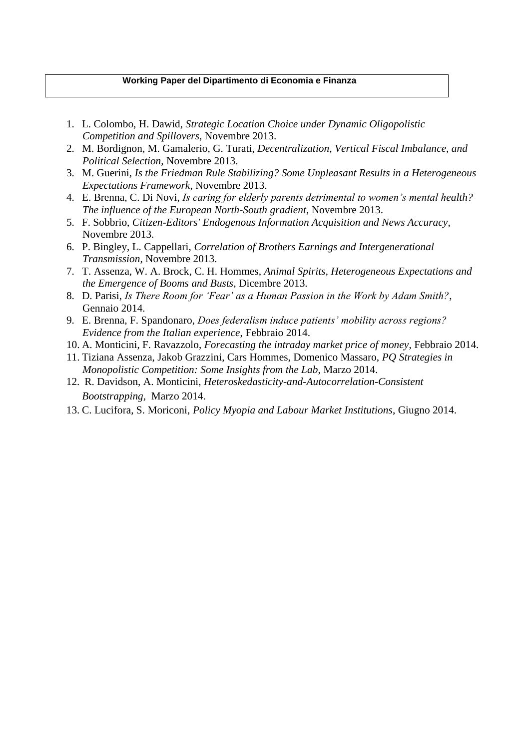**Working Paper del Dipartimento di Economia e Finanza**

1. L. Colombo, H. Dawid, *Strategic Location Choice under Dynamic Oligopolistic Competition and Spillovers*, Novembre 2013.
2. M. Bordignon, M. Gamalerio, G. Turati, *Decentralization, Vertical Fiscal Imbalance, and Political Selection*, Novembre 2013.
3. M. Guerini, *Is the Friedman Rule Stabilizing? Some Unpleasant Results in a Heterogeneous Expectations Framework*, Novembre 2013.
4. E. Brenna, C. Di Novi, *Is caring for elderly parents detrimental to women's mental health? The influence of the European North-South gradient*, Novembre 2013.
5. F. Sobbrio, *Citizen-Editors' Endogenous Information Acquisition and News Accuracy*, Novembre 2013.
6. P. Bingley, L. Cappellari, *Correlation of Brothers Earnings and Intergenerational Transmission*, Novembre 2013.
7. T. Assenza, W. A. Brock, C. H. Hommes, *Animal Spirits, Heterogeneous Expectations and the Emergence of Booms and Busts*, Dicembre 2013.
8. D. Parisi, *Is There Room for 'Fear' as a Human Passion in the Work by Adam Smith?*, Gennaio 2014.
9. E. Brenna, F. Spandonaro, *Does federalism induce patients' mobility across regions? Evidence from the Italian experience*, Febbraio 2014.
10. A. Monticini, F. Ravazzolo, *Forecasting the intraday market price of money*, Febbraio 2014.
11. Tiziana Assenza, Jakob Grazzini, Cars Hommes, Domenico Massaro, *PQ Strategies in Monopolistic Competition: Some Insights from the Lab*, Marzo 2014.
12. R. Davidson, A. Monticini, *Heteroskedasticity-and-Autocorrelation-Consistent Bootstrapping*, Marzo 2014.
13. C. Lucifora, S. Moriconi, *Policy Myopia and Labour Market Institutions*, Giugno 2014.